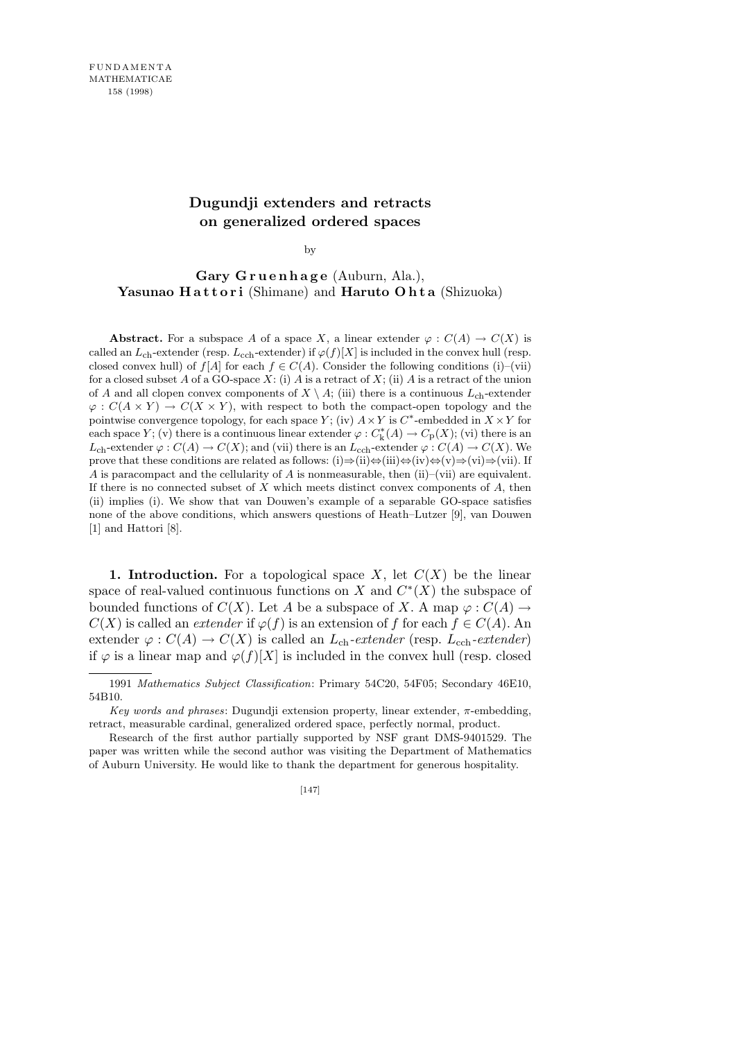# Dugundji extenders and retracts on generalized ordered spaces

by

**Gary Gruenhage** (Auburn, Ala.),
**Yasunao Hattori** (Shimane) and **Haruto Ohta** (Shizuoka)

**Abstract.** For a subspace $A$ of a space $X$, a linear extender $\varphi : C(A) \to C(X)$ is called an $L_{\mathrm{ch}}$-extender (resp. $L_{\mathrm{cch}}$-extender) if $\varphi(f)[X]$ is included in the convex hull (resp. closed convex hull) of $f[A]$ for each $f \in C(A)$. Consider the following conditions (i)–(vii) for a closed subset $A$ of a GO-space $X$: (i) $A$ is a retract of $X$; (ii) $A$ is a retract of the union of $A$ and all clopen convex components of $X \setminus A$; (iii) there is a continuous $L_{\mathrm{ch}}$-extender $\varphi : C(A \times Y) \to C(X \times Y)$, with respect to both the compact-open topology and the pointwise convergence topology, for each space $Y$; (iv) $A \times Y$ is $C^*$-embedded in $X \times Y$ for each space $Y$; (v) there is a continuous linear extender $\varphi : C^*_{\mathrm{k}}(A) \to C_{\mathrm{p}}(X)$; (vi) there is an $L_{\mathrm{cch}}$-extender $\varphi : C(A) \to C(X)$; and (vii) there is an $L_{\mathrm{ch}}$-extender $\varphi : C(A) \to C(X)$. We prove that these conditions are related as follows: (i)$\Rightarrow$(ii)$\Leftrightarrow$(iii)$\Leftrightarrow$(iv)$\Leftrightarrow$(v)$\Rightarrow$(vi)$\Rightarrow$(vii). If $A$ is paracompact and the cellularity of $A$ is nonmeasurable, then (ii)–(vii) are equivalent. If there is no connected subset of $X$ which meets distinct convex components of $A$, then (ii) implies (i). We show that van Douwen's example of a separable GO-space satisfies none of the above conditions, which answers questions of Heath–Lutzer [9], van Douwen [1] and Hattori [8].

**1. Introduction.** For a topological space $X$, let $C(X)$ be the linear space of real-valued continuous functions on $X$ and $C^*(X)$ the subspace of bounded functions of $C(X)$. Let $A$ be a subspace of $X$. A map $\varphi : C(A) \to C(X)$ is called an *extender* if $\varphi(f)$ is an extension of $f$ for each $f \in C(A)$. An extender $\varphi : C(A) \to C(X)$ is called an $L_{\mathrm{ch}}$-*extender* (resp. $L_{\mathrm{cch}}$-*extender*) if $\varphi$ is a linear map and $\varphi(f)[X]$ is included in the convex hull (resp. closed

---

1991 *Mathematics Subject Classification*: Primary 54C20, 54F05; Secondary 46E10, 54B10.

*Key words and phrases*: Dugundji extension property, linear extender, $\pi$-embedding, retract, measurable cardinal, generalized ordered space, perfectly normal, product.

Research of the first author partially supported by NSF grant DMS-9401529. The paper was written while the second author was visiting the Department of Mathematics of Auburn University. He would like to thank the department for generous hospitality.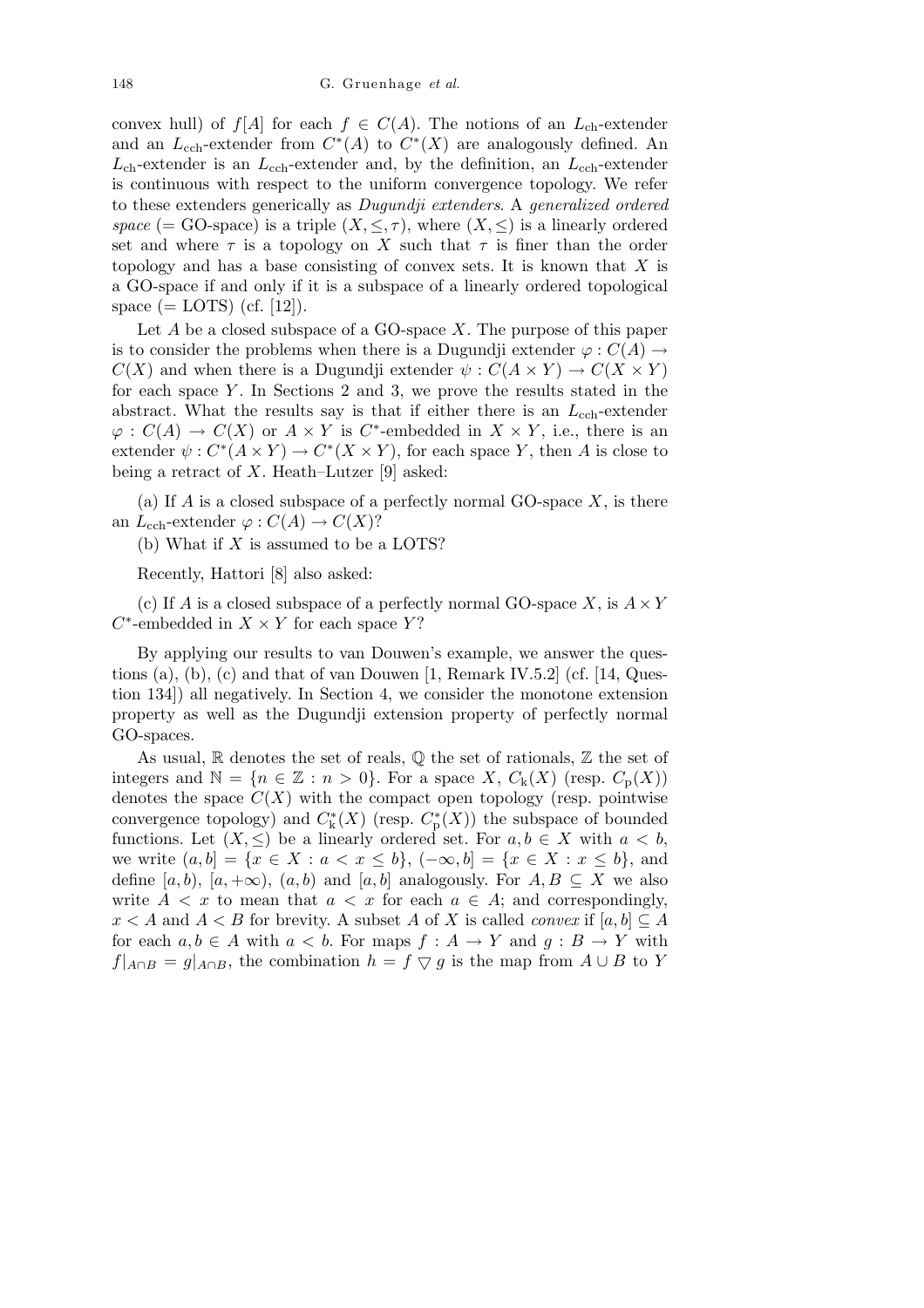convex hull) of $f[A]$ for each $f \in C(A)$. The notions of an $L_{\rm ch}$-extender and an $L_{\rm cch}$-extender from $C^*(A)$ to $C^*(X)$ are analogously defined. An $L_{\rm ch}$-extender is an $L_{\rm cch}$-extender and, by the definition, an $L_{\rm cch}$-extender is continuous with respect to the uniform convergence topology. We refer to these extenders generically as *Dugundji extenders*. A *generalized ordered space* (= GO-space) is a triple $(X, \leq, \tau)$, where $(X, \leq)$ is a linearly ordered set and where $\tau$ is a topology on $X$ such that $\tau$ is finer than the order topology and has a base consisting of convex sets. It is known that $X$ is a GO-space if and only if it is a subspace of a linearly ordered topological space (= LOTS) (cf. [12]).

Let $A$ be a closed subspace of a GO-space $X$. The purpose of this paper is to consider the problems when there is a Dugundji extender $\varphi : C(A) \to C(X)$ and when there is a Dugundji extender $\psi : C(A \times Y) \to C(X \times Y)$ for each space $Y$. In Sections 2 and 3, we prove the results stated in the abstract. What the results say is that if either there is an $L_{\rm cch}$-extender $\varphi : C(A) \to C(X)$ or $A \times Y$ is $C^*$-embedded in $X \times Y$, i.e., there is an extender $\psi : C^*(A \times Y) \to C^*(X \times Y)$, for each space $Y$, then $A$ is close to being a retract of $X$. Heath–Lutzer [9] asked:

(a) If $A$ is a closed subspace of a perfectly normal GO-space $X$, is there an $L_{\rm cch}$-extender $\varphi : C(A) \to C(X)$?

(b) What if $X$ is assumed to be a LOTS?

Recently, Hattori [8] also asked:

(c) If $A$ is a closed subspace of a perfectly normal GO-space $X$, is $A \times Y$ $C^*$-embedded in $X \times Y$ for each space $Y$?

By applying our results to van Douwen's example, we answer the questions (a), (b), (c) and that of van Douwen [1, Remark IV.5.2] (cf. [14, Question 134]) all negatively. In Section 4, we consider the monotone extension property as well as the Dugundji extension property of perfectly normal GO-spaces.

As usual, $\mathbb{R}$ denotes the set of reals, $\mathbb{Q}$ the set of rationals, $\mathbb{Z}$ the set of integers and $\mathbb{N} = \{n \in \mathbb{Z} : n > 0\}$. For a space $X$, $C_{\rm k}(X)$ (resp. $C_{\rm p}(X)$) denotes the space $C(X)$ with the compact open topology (resp. pointwise convergence topology) and $C^*_{\rm k}(X)$ (resp. $C^*_{\rm p}(X)$) the subspace of bounded functions. Let $(X, \leq)$ be a linearly ordered set. For $a, b \in X$ with $a < b$, we write $(a, b] = \{x \in X : a < x \leq b\}$, $(-\infty, b] = \{x \in X : x \leq b\}$, and define $[a, b)$, $[a, +\infty)$, $(a, b)$ and $[a, b]$ analogously. For $A, B \subseteq X$ we also write $A < x$ to mean that $a < x$ for each $a \in A$; and correspondingly, $x < A$ and $A < B$ for brevity. A subset $A$ of $X$ is called *convex* if $[a, b] \subseteq A$ for each $a, b \in A$ with $a < b$. For maps $f : A \to Y$ and $g : B \to Y$ with $f|_{A \cap B} = g|_{A \cap B}$, the combination $h = f \bigtriangledown g$ is the map from $A \cup B$ to $Y$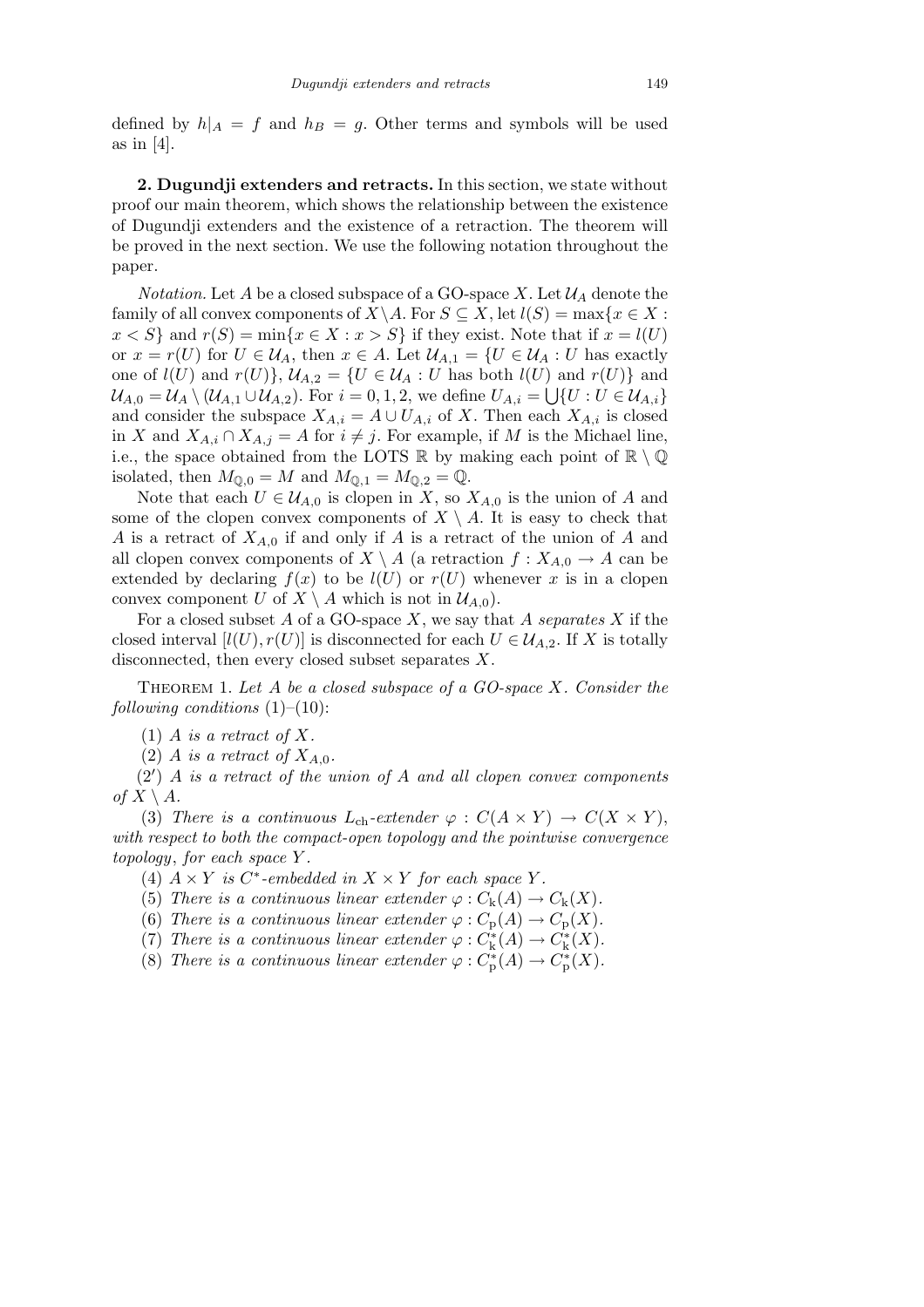defined by $h|_A = f$ and $h_B = g$. Other terms and symbols will be used as in [4].

**2. Dugundji extenders and retracts.** In this section, we state without proof our main theorem, which shows the relationship between the existence of Dugundji extenders and the existence of a retraction. The theorem will be proved in the next section. We use the following notation throughout the paper.

*Notation.* Let $A$ be a closed subspace of a GO-space $X$. Let $\mathcal{U}_A$ denote the family of all convex components of $X \setminus A$. For $S \subseteq X$, let $l(S) = \max\{x \in X : x < S\}$ and $r(S) = \min\{x \in X : x > S\}$ if they exist. Note that if $x = l(U)$ or $x = r(U)$ for $U \in \mathcal{U}_A$, then $x \in A$. Let $\mathcal{U}_{A,1} = \{U \in \mathcal{U}_A : U$ has exactly one of $l(U)$ and $r(U)\}$, $\mathcal{U}_{A,2} = \{U \in \mathcal{U}_A : U$ has both $l(U)$ and $r(U)\}$ and $\mathcal{U}_{A,0} = \mathcal{U}_A \setminus (\mathcal{U}_{A,1} \cup \mathcal{U}_{A,2})$. For $i = 0, 1, 2$, we define $U_{A,i} = \bigcup\{U : U \in \mathcal{U}_{A,i}\}$ and consider the subspace $X_{A,i} = A \cup U_{A,i}$ of $X$. Then each $X_{A,i}$ is closed in $X$ and $X_{A,i} \cap X_{A,j} = A$ for $i \neq j$. For example, if $M$ is the Michael line, i.e., the space obtained from the LOTS $\mathbb{R}$ by making each point of $\mathbb{R} \setminus \mathbb{Q}$ isolated, then $M_{\mathbb{Q},0} = M$ and $M_{\mathbb{Q},1} = M_{\mathbb{Q},2} = \mathbb{Q}$.

Note that each $U \in \mathcal{U}_{A,0}$ is clopen in $X$, so $X_{A,0}$ is the union of $A$ and some of the clopen convex components of $X \setminus A$. It is easy to check that $A$ is a retract of $X_{A,0}$ if and only if $A$ is a retract of the union of $A$ and all clopen convex components of $X \setminus A$ (a retraction $f : X_{A,0} \to A$ can be extended by declaring $f(x)$ to be $l(U)$ or $r(U)$ whenever $x$ is in a clopen convex component $U$ of $X \setminus A$ which is not in $\mathcal{U}_{A,0}$).

For a closed subset $A$ of a GO-space $X$, we say that $A$ *separates* $X$ if the closed interval $[l(U), r(U)]$ is disconnected for each $U \in \mathcal{U}_{A,2}$. If $X$ is totally disconnected, then every closed subset separates $X$.

Theorem 1. *Let $A$ be a closed subspace of a GO-space $X$. Consider the following conditions* (1)–(10):

(1) *$A$ is a retract of $X$.*

(2) *$A$ is a retract of $X_{A,0}$.*

(2′) *$A$ is a retract of the union of $A$ and all clopen convex components of $X \setminus A$.*

(3) *There is a continuous $L_{\mathrm{ch}}$-extender $\varphi : C(A \times Y) \to C(X \times Y)$, with respect to both the compact-open topology and the pointwise convergence topology*, *for each space $Y$.*

(4) *$A \times Y$ is $C^*$-embedded in $X \times Y$ for each space $Y$.*

(5) *There is a continuous linear extender $\varphi : C_{\mathrm{k}}(A) \to C_{\mathrm{k}}(X)$.*

(6) *There is a continuous linear extender $\varphi : C_{\mathrm{p}}(A) \to C_{\mathrm{p}}(X)$.*

(7) *There is a continuous linear extender $\varphi : C^*_{\mathrm{k}}(A) \to C^*_{\mathrm{k}}(X)$.*

(8) *There is a continuous linear extender $\varphi : C^*_{\mathrm{p}}(A) \to C^*_{\mathrm{p}}(X)$.*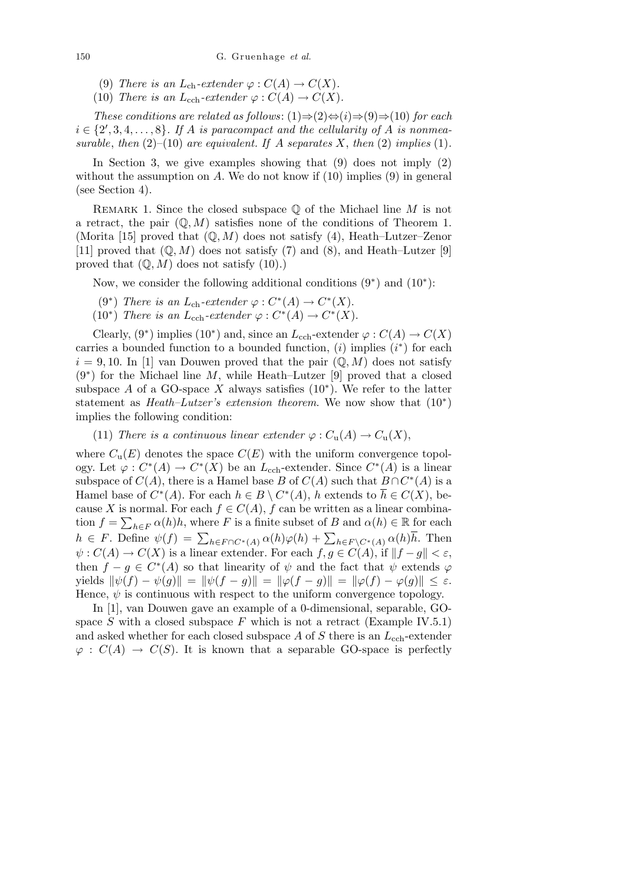(9) *There is an* $L_{\mathrm{ch}}$*-extender* $\varphi : C(A) \to C(X)$.

(10) *There is an* $L_{\mathrm{cch}}$*-extender* $\varphi : C(A) \to C(X)$.

*These conditions are related as follows*: (1)⇒(2)⇔(*i*)⇒(9)⇒(10) *for each* $i \in \{2', 3, 4, \ldots, 8\}$. *If* $A$ *is paracompact and the cellularity of* $A$ *is nonmeasurable*, *then* (2)–(10) *are equivalent. If* $A$ *separates* $X$, *then* (2) *implies* (1).

In Section 3, we give examples showing that (9) does not imply (2) without the assumption on $A$. We do not know if (10) implies (9) in general (see Section 4).

Remark 1. Since the closed subspace $\mathbb{Q}$ of the Michael line $M$ is not a retract, the pair $(\mathbb{Q}, M)$ satisfies none of the conditions of Theorem 1. (Morita [15] proved that $(\mathbb{Q}, M)$ does not satisfy (4), Heath–Lutzer–Zenor [11] proved that $(\mathbb{Q}, M)$ does not satisfy (7) and (8), and Heath–Lutzer [9] proved that $(\mathbb{Q}, M)$ does not satisfy (10).)

Now, we consider the following additional conditions (9*) and (10*):

(9*) *There is an* $L_{\mathrm{ch}}$*-extender* $\varphi : C^*(A) \to C^*(X)$.

(10*) *There is an* $L_{\mathrm{cch}}$*-extender* $\varphi : C^*(A) \to C^*(X)$.

Clearly, (9*) implies (10*) and, since an $L_{\mathrm{cch}}$-extender $\varphi : C(A) \to C(X)$ carries a bounded function to a bounded function, ($i$) implies ($i^*$) for each $i = 9, 10$. In [1] van Douwen proved that the pair $(\mathbb{Q}, M)$ does not satisfy (9*) for the Michael line $M$, while Heath–Lutzer [9] proved that a closed subspace $A$ of a GO-space $X$ always satisfies (10*). We refer to the latter statement as *Heath–Lutzer's extension theorem*. We now show that (10*) implies the following condition:

(11) *There is a continuous linear extender* $\varphi : C_{\mathrm{u}}(A) \to C_{\mathrm{u}}(X)$,

where $C_{\mathrm{u}}(E)$ denotes the space $C(E)$ with the uniform convergence topology. Let $\varphi : C^*(A) \to C^*(X)$ be an $L_{\mathrm{cch}}$-extender. Since $C^*(A)$ is a linear subspace of $C(A)$, there is a Hamel base $B$ of $C(A)$ such that $B \cap C^*(A)$ is a Hamel base of $C^*(A)$. For each $h \in B \setminus C^*(A)$, $h$ extends to $\overline{h} \in C(X)$, because $X$ is normal. For each $f \in C(A)$, $f$ can be written as a linear combination $f = \sum_{h \in F} \alpha(h) h$, where $F$ is a finite subset of $B$ and $\alpha(h) \in \mathbb{R}$ for each $h \in F$. Define $\psi(f) = \sum_{h \in F \cap C^*(A)} \alpha(h)\varphi(h) + \sum_{h \in F \setminus C^*(A)} \alpha(h)\overline{h}$. Then $\psi : C(A) \to C(X)$ is a linear extender. For each $f, g \in C(A)$, if $\|f - g\| < \varepsilon$, then $f - g \in C^*(A)$ so that linearity of $\psi$ and the fact that $\psi$ extends $\varphi$ yields $\|\psi(f) - \psi(g)\| = \|\psi(f - g)\| = \|\varphi(f - g)\| = \|\varphi(f) - \varphi(g)\| \leq \varepsilon$. Hence, $\psi$ is continuous with respect to the uniform convergence topology.

In [1], van Douwen gave an example of a 0-dimensional, separable, GO-space $S$ with a closed subspace $F$ which is not a retract (Example IV.5.1) and asked whether for each closed subspace $A$ of $S$ there is an $L_{\mathrm{cch}}$-extender $\varphi : C(A) \to C(S)$. It is known that a separable GO-space is perfectly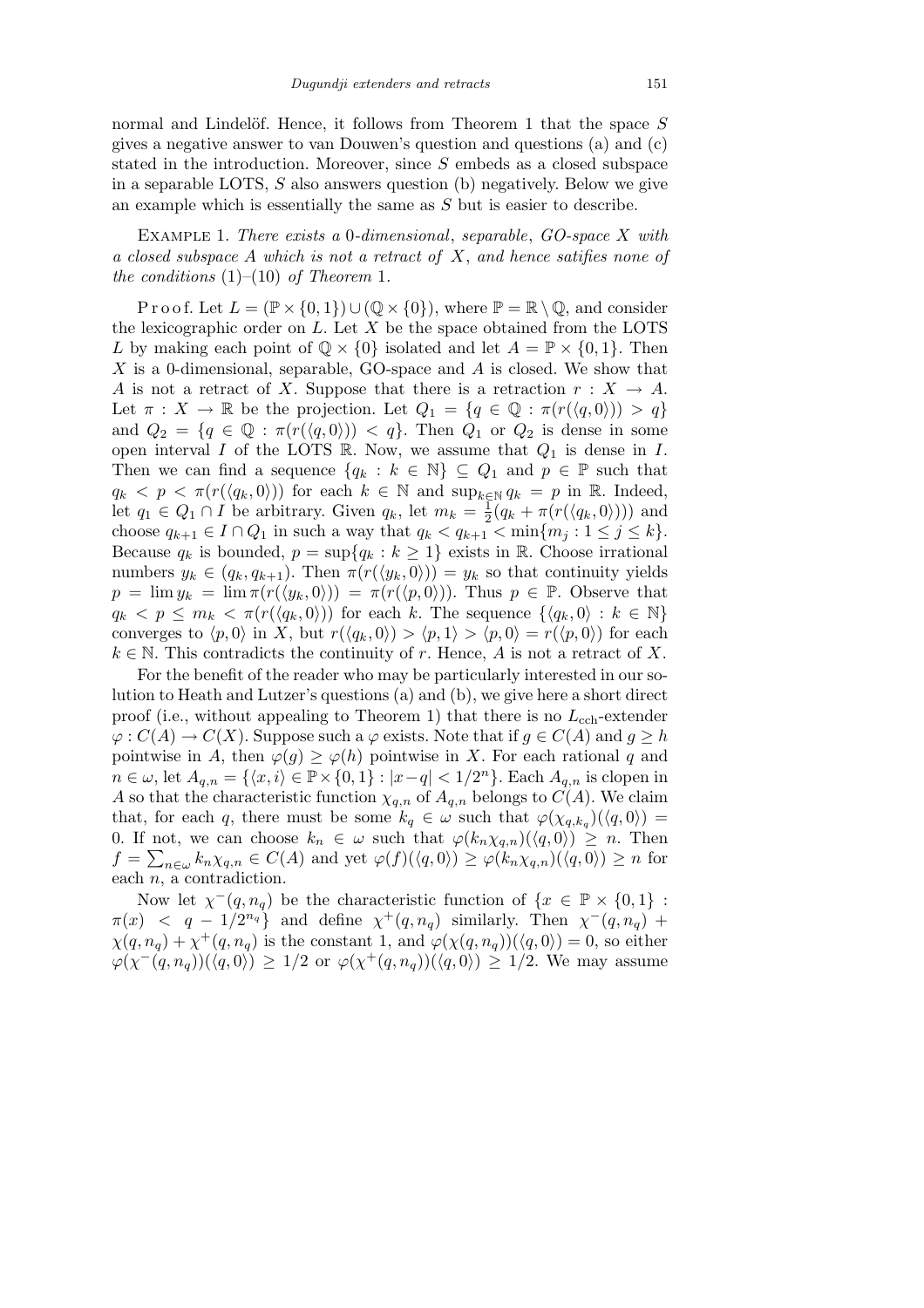normal and Lindelöf. Hence, it follows from Theorem 1 that the space $S$ gives a negative answer to van Douwen's question and questions (a) and (c) stated in the introduction. Moreover, since $S$ embeds as a closed subspace in a separable LOTS, $S$ also answers question (b) negatively. Below we give an example which is essentially the same as $S$ but is easier to describe.

Example 1. *There exists a* 0*-dimensional*, *separable*, *GO-space* $X$ *with a closed subspace* $A$ *which is not a retract of* $X$, *and hence satifies none of the conditions* (1)–(10) *of Theorem* 1.

Proof. Let $L = (\mathbb{P} \times \{0,1\}) \cup (\mathbb{Q} \times \{0\})$, where $\mathbb{P} = \mathbb{R} \setminus \mathbb{Q}$, and consider the lexicographic order on $L$. Let $X$ be the space obtained from the LOTS $L$ by making each point of $\mathbb{Q} \times \{0\}$ isolated and let $A = \mathbb{P} \times \{0,1\}$. Then $X$ is a 0-dimensional, separable, GO-space and $A$ is closed. We show that $A$ is not a retract of $X$. Suppose that there is a retraction $r : X \to A$. Let $\pi : X \to \mathbb{R}$ be the projection. Let $Q_1 = \{q \in \mathbb{Q} : \pi(r(\langle q,0\rangle)) > q\}$ and $Q_2 = \{q \in \mathbb{Q} : \pi(r(\langle q,0\rangle)) < q\}$. Then $Q_1$ or $Q_2$ is dense in some open interval $I$ of the LOTS $\mathbb{R}$. Now, we assume that $Q_1$ is dense in $I$. Then we can find a sequence $\{q_k : k \in \mathbb{N}\} \subseteq Q_1$ and $p \in \mathbb{P}$ such that $q_k < p < \pi(r(\langle q_k,0\rangle))$ for each $k \in \mathbb{N}$ and $\sup_{k\in\mathbb{N}} q_k = p$ in $\mathbb{R}$. Indeed, let $q_1 \in Q_1 \cap I$ be arbitrary. Given $q_k$, let $m_k = \frac{1}{2}(q_k + \pi(r(\langle q_k,0\rangle)))$ and choose $q_{k+1} \in I \cap Q_1$ in such a way that $q_k < q_{k+1} < \min\{m_j : 1 \le j \le k\}$. Because $q_k$ is bounded, $p = \sup\{q_k : k \ge 1\}$ exists in $\mathbb{R}$. Choose irrational numbers $y_k \in (q_k, q_{k+1})$. Then $\pi(r(\langle y_k,0\rangle)) = y_k$ so that continuity yields $p = \lim y_k = \lim \pi(r(\langle y_k,0\rangle)) = \pi(r(\langle p,0\rangle))$. Thus $p \in \mathbb{P}$. Observe that $q_k < p \le m_k < \pi(r(\langle q_k,0\rangle))$ for each $k$. The sequence $\{\langle q_k,0\rangle : k \in \mathbb{N}\}$ converges to $\langle p,0\rangle$ in $X$, but $r(\langle q_k,0\rangle) > \langle p,1\rangle > \langle p,0\rangle = r(\langle p,0\rangle)$ for each $k \in \mathbb{N}$. This contradicts the continuity of $r$. Hence, $A$ is not a retract of $X$.

For the benefit of the reader who may be particularly interested in our solution to Heath and Lutzer's questions (a) and (b), we give here a short direct proof (i.e., without appealing to Theorem 1) that there is no $L_{\text{cch}}$-extender $\varphi : C(A) \to C(X)$. Suppose such a $\varphi$ exists. Note that if $g \in C(A)$ and $g \ge h$ pointwise in $A$, then $\varphi(g) \ge \varphi(h)$ pointwise in $X$. For each rational $q$ and $n \in \omega$, let $A_{q,n} = \{\langle x,i\rangle \in \mathbb{P} \times \{0,1\} : |x-q| < 1/2^n\}$. Each $A_{q,n}$ is clopen in $A$ so that the characteristic function $\chi_{q,n}$ of $A_{q,n}$ belongs to $C(A)$. We claim that, for each $q$, there must be some $k_q \in \omega$ such that $\varphi(\chi_{q,k_q})(\langle q,0\rangle) = 0$. If not, we can choose $k_n \in \omega$ such that $\varphi(k_n\chi_{q,n})(\langle q,0\rangle) \ge n$. Then $f = \sum_{n\in\omega} k_n\chi_{q,n} \in C(A)$ and yet $\varphi(f)(\langle q,0\rangle) \ge \varphi(k_n\chi_{q,n})(\langle q,0\rangle) \ge n$ for each $n$, a contradiction.

Now let $\chi^-(q,n_q)$ be the characteristic function of $\{x \in \mathbb{P} \times \{0,1\} : \pi(x) < q - 1/2^{n_q}\}$ and define $\chi^+(q,n_q)$ similarly. Then $\chi^-(q,n_q) + \chi(q,n_q) + \chi^+(q,n_q)$ is the constant 1, and $\varphi(\chi(q,n_q))(\langle q,0\rangle) = 0$, so either $\varphi(\chi^-(q,n_q))(\langle q,0\rangle) \ge 1/2$ or $\varphi(\chi^+(q,n_q))(\langle q,0\rangle) \ge 1/2$. We may assume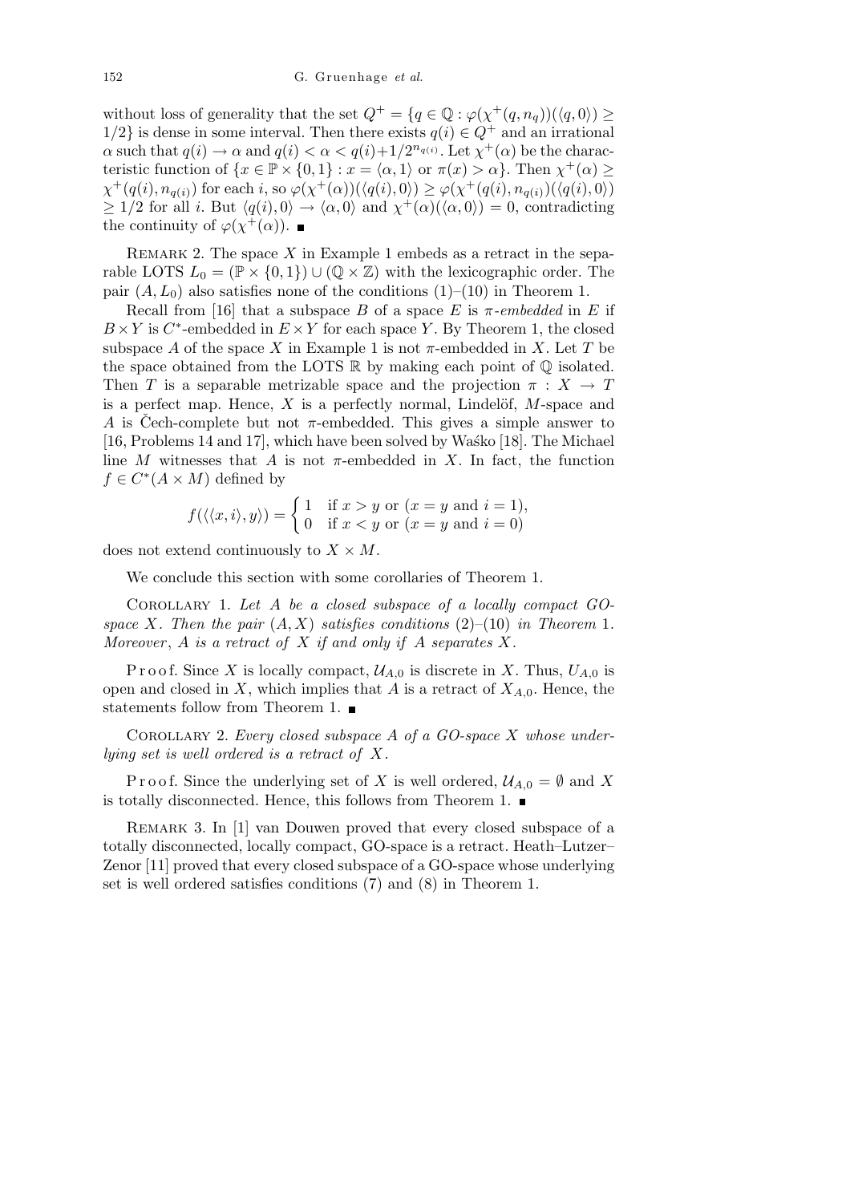without loss of generality that the set $Q^+ = \{q \in \mathbb{Q} : \varphi(\chi^+(q, n_q))(\langle q, 0\rangle) \geq 1/2\}$ is dense in some interval. Then there exists $q(i) \in Q^+$ and an irrational $\alpha$ such that $q(i) \to \alpha$ and $q(i) < \alpha < q(i) + 1/2^{n_{q(i)}}$. Let $\chi^+(\alpha)$ be the characteristic function of $\{x \in \mathbb{P} \times \{0,1\} : x = \langle \alpha, 1\rangle$ or $\pi(x) > \alpha\}$. Then $\chi^+(\alpha) \geq \chi^+(q(i), n_{q(i)})$ for each $i$, so $\varphi(\chi^+(\alpha))(\langle q(i), 0\rangle) \geq \varphi(\chi^+(q(i), n_{q(i)})(\langle q(i), 0\rangle) \geq 1/2$ for all $i$. But $\langle q(i), 0\rangle \to \langle \alpha, 0\rangle$ and $\chi^+(\alpha)(\langle \alpha, 0\rangle) = 0$, contradicting the continuity of $\varphi(\chi^+(\alpha))$. ∎

Remark 2. The space $X$ in Example 1 embeds as a retract in the separable LOTS $L_0 = (\mathbb{P} \times \{0,1\}) \cup (\mathbb{Q} \times \mathbb{Z})$ with the lexicographic order. The pair $(A, L_0)$ also satisfies none of the conditions (1)–(10) in Theorem 1.

Recall from [16] that a subspace $B$ of a space $E$ is *$\pi$-embedded* in $E$ if $B \times Y$ is $C^*$-embedded in $E \times Y$ for each space $Y$. By Theorem 1, the closed subspace $A$ of the space $X$ in Example 1 is not $\pi$-embedded in $X$. Let $T$ be the space obtained from the LOTS $\mathbb{R}$ by making each point of $\mathbb{Q}$ isolated. Then $T$ is a separable metrizable space and the projection $\pi : X \to T$ is a perfect map. Hence, $X$ is a perfectly normal, Lindelöf, $M$-space and $A$ is Čech-complete but not $\pi$-embedded. This gives a simple answer to [16, Problems 14 and 17], which have been solved by Waśko [18]. The Michael line $M$ witnesses that $A$ is not $\pi$-embedded in $X$. In fact, the function $f \in C^*(A \times M)$ defined by

$$f(\langle\langle x, i\rangle, y\rangle) = \begin{cases} 1 & \text{if } x > y \text{ or } (x = y \text{ and } i = 1), \\ 0 & \text{if } x < y \text{ or } (x = y \text{ and } i = 0) \end{cases}$$

does not extend continuously to $X \times M$.

We conclude this section with some corollaries of Theorem 1.

Corollary 1. *Let $A$ be a closed subspace of a locally compact GO-space $X$. Then the pair $(A, X)$ satisfies conditions* (2)–(10) *in Theorem* 1. *Moreover, $A$ is a retract of $X$ if and only if $A$ separates $X$.*

Proof. Since $X$ is locally compact, $\mathcal{U}_{A,0}$ is discrete in $X$. Thus, $U_{A,0}$ is open and closed in $X$, which implies that $A$ is a retract of $X_{A,0}$. Hence, the statements follow from Theorem 1. ∎

Corollary 2. *Every closed subspace $A$ of a GO-space $X$ whose underlying set is well ordered is a retract of $X$.*

Proof. Since the underlying set of $X$ is well ordered, $\mathcal{U}_{A,0} = \emptyset$ and $X$ is totally disconnected. Hence, this follows from Theorem 1. ∎

Remark 3. In [1] van Douwen proved that every closed subspace of a totally disconnected, locally compact, GO-space is a retract. Heath–Lutzer–Zenor [11] proved that every closed subspace of a GO-space whose underlying set is well ordered satisfies conditions (7) and (8) in Theorem 1.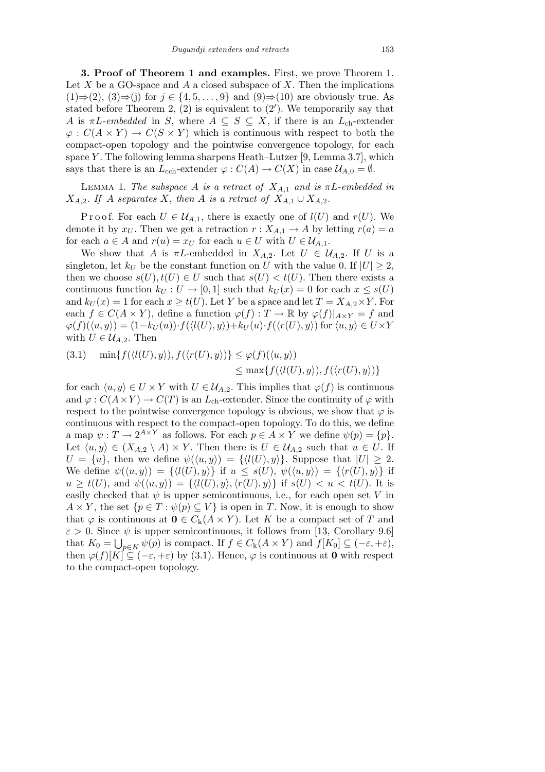**3. Proof of Theorem 1 and examples.** First, we prove Theorem 1. Let $X$ be a GO-space and $A$ a closed subspace of $X$. Then the implications (1)⇒(2), (3)⇒(j) for $j \in \{4, 5, \ldots, 9\}$ and (9)⇒(10) are obviously true. As stated before Theorem 2, (2) is equivalent to (2′). We temporarily say that $A$ is *$\pi L$-embedded* in $S$, where $A \subseteq S \subseteq X$, if there is an $L_{\mathrm{ch}}$-extender $\varphi : C(A \times Y) \to C(S \times Y)$ which is continuous with respect to both the compact-open topology and the pointwise convergence topology, for each space $Y$. The following lemma sharpens Heath–Lutzer [9, Lemma 3.7], which says that there is an $L_{\mathrm{cch}}$-extender $\varphi : C(A) \to C(X)$ in case $\mathcal{U}_{A,0} = \emptyset$.

Lemma 1. *The subspace $A$ is a retract of $X_{A,1}$ and is $\pi L$-embedded in $X_{A,2}$. If $A$ separates $X$, then $A$ is a retract of $X_{A,1} \cup X_{A,2}$.*

Proof. For each $U \in \mathcal{U}_{A,1}$, there is exactly one of $l(U)$ and $r(U)$. We denote it by $x_U$. Then we get a retraction $r : X_{A,1} \to A$ by letting $r(a) = a$ for each $a \in A$ and $r(u) = x_U$ for each $u \in U$ with $U \in \mathcal{U}_{A,1}$.

We show that $A$ is $\pi L$-embedded in $X_{A,2}$. Let $U \in \mathcal{U}_{A,2}$. If $U$ is a singleton, let $k_U$ be the constant function on $U$ with the value 0. If $|U| \geq 2$, then we choose $s(U), t(U) \in U$ such that $s(U) < t(U)$. Then there exists a continuous function $k_U : U \to [0,1]$ such that $k_U(x) = 0$ for each $x \leq s(U)$ and $k_U(x) = 1$ for each $x \geq t(U)$. Let $Y$ be a space and let $T = X_{A,2} \times Y$. For each $f \in C(A \times Y)$, define a function $\varphi(f) : T \to \mathbb{R}$ by $\varphi(f)|_{A \times Y} = f$ and $\varphi(f)(\langle u, y\rangle) = (1 - k_U(u)) \cdot f(\langle l(U), y\rangle) + k_U(u) \cdot f(\langle r(U), y\rangle)$ for $\langle u, y\rangle \in U \times Y$ with $U \in \mathcal{U}_{A,2}$. Then

$$
(3.1) \quad \min\{f(\langle l(U), y\rangle), f(\langle r(U), y\rangle)\} \leq \varphi(f)(\langle u, y\rangle) \leq \max\{f(\langle l(U), y\rangle), f(\langle r(U), y\rangle)\}
$$

for each $\langle u, y\rangle \in U \times Y$ with $U \in \mathcal{U}_{A,2}$. This implies that $\varphi(f)$ is continuous and $\varphi : C(A \times Y) \to C(T)$ is an $L_{\mathrm{ch}}$-extender. Since the continuity of $\varphi$ with respect to the pointwise convergence topology is obvious, we show that $\varphi$ is continuous with respect to the compact-open topology. To do this, we define a map $\psi : T \to 2^{A \times Y}$ as follows. For each $p \in A \times Y$ we define $\psi(p) = \{p\}$. Let $\langle u, y\rangle \in (X_{A,2} \setminus A) \times Y$. Then there is $U \in \mathcal{U}_{A,2}$ such that $u \in U$. If $U = \{u\}$, then we define $\psi(\langle u, y\rangle) = \{\langle l(U), y\rangle\}$. Suppose that $|U| \geq 2$. We define $\psi(\langle u, y\rangle) = \{\langle l(U), y\rangle\}$ if $u \leq s(U)$, $\psi(\langle u, y\rangle) = \{\langle r(U), y\rangle\}$ if $u \geq t(U)$, and $\psi(\langle u, y\rangle) = \{\langle l(U), y\rangle, \langle r(U), y\rangle\}$ if $s(U) < u < t(U)$. It is easily checked that $\psi$ is upper semicontinuous, i.e., for each open set $V$ in $A \times Y$, the set $\{p \in T : \psi(p) \subseteq V\}$ is open in $T$. Now, it is enough to show that $\varphi$ is continuous at $\mathbf{0} \in C_{\mathrm{k}}(A \times Y)$. Let $K$ be a compact set of $T$ and $\varepsilon > 0$. Since $\psi$ is upper semicontinuous, it follows from [13, Corollary 9.6] that $K_0 = \bigcup_{p \in K} \psi(p)$ is compact. If $f \in C_{\mathrm{k}}(A \times Y)$ and $f[K_0] \subseteq (-\varepsilon, +\varepsilon)$, then $\varphi(f)[K] \subseteq (-\varepsilon, +\varepsilon)$ by (3.1). Hence, $\varphi$ is continuous at $\mathbf{0}$ with respect to the compact-open topology.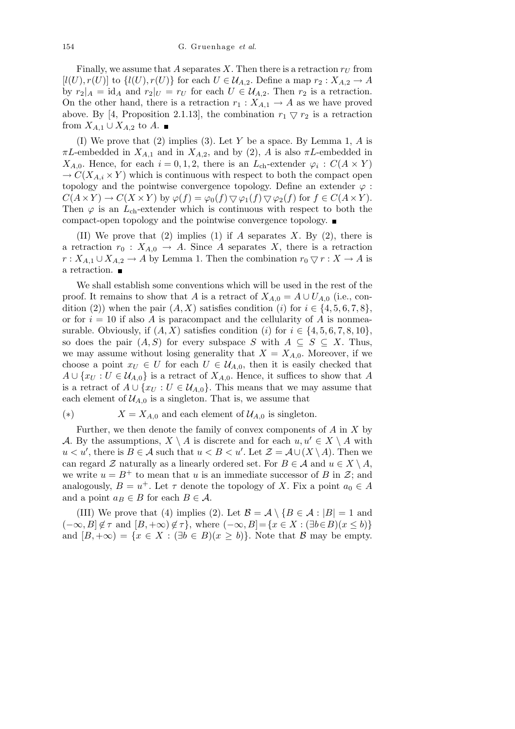Finally, we assume that $A$ separates $X$. Then there is a retraction $r_U$ from $[l(U), r(U)]$ to $\{l(U), r(U)\}$ for each $U \in \mathcal{U}_{A,2}$. Define a map $r_2 : X_{A,2} \to A$ by $r_2|_A = \mathrm{id}_A$ and $r_2|_U = r_U$ for each $U \in \mathcal{U}_{A,2}$. Then $r_2$ is a retraction. On the other hand, there is a retraction $r_1 : X_{A,1} \to A$ as we have proved above. By [4, Proposition 2.1.13], the combination $r_1 \bigtriangledown r_2$ is a retraction from $X_{A,1} \cup X_{A,2}$ to $A$. ∎

(I) We prove that (2) implies (3). Let $Y$ be a space. By Lemma 1, $A$ is $\pi L$-embedded in $X_{A,1}$ and in $X_{A,2}$, and by (2), $A$ is also $\pi L$-embedded in $X_{A,0}$. Hence, for each $i = 0, 1, 2$, there is an $L_{\mathrm{ch}}$-extender $\varphi_i : C(A \times Y) \to C(X_{A,i} \times Y)$ which is continuous with respect to both the compact open topology and the pointwise convergence topology. Define an extender $\varphi : C(A \times Y) \to C(X \times Y)$ by $\varphi(f) = \varphi_0(f) \bigtriangledown \varphi_1(f) \bigtriangledown \varphi_2(f)$ for $f \in C(A \times Y)$. Then $\varphi$ is an $L_{\mathrm{ch}}$-extender which is continuous with respect to both the compact-open topology and the pointwise convergence topology. ∎

(II) We prove that (2) implies (1) if $A$ separates $X$. By (2), there is a retraction $r_0 : X_{A,0} \to A$. Since $A$ separates $X$, there is a retraction $r : X_{A,1} \cup X_{A,2} \to A$ by Lemma 1. Then the combination $r_0 \bigtriangledown r : X \to A$ is a retraction. ∎

We shall establish some conventions which will be used in the rest of the proof. It remains to show that $A$ is a retract of $X_{A,0} = A \cup U_{A,0}$ (i.e., condition (2)) when the pair $(A, X)$ satisfies condition ($i$) for $i \in \{4, 5, 6, 7, 8\}$, or for $i = 10$ if also $A$ is paracompact and the cellularity of $A$ is nonmeasurable. Obviously, if $(A, X)$ satisfies condition ($i$) for $i \in \{4, 5, 6, 7, 8, 10\}$, so does the pair $(A, S)$ for every subspace $S$ with $A \subseteq S \subseteq X$. Thus, we may assume without losing generality that $X = X_{A,0}$. Moreover, if we choose a point $x_U \in U$ for each $U \in \mathcal{U}_{A,0}$, then it is easily checked that $A \cup \{x_U : U \in \mathcal{U}_{A,0}\}$ is a retract of $X_{A,0}$. Hence, it suffices to show that $A$ is a retract of $A \cup \{x_U : U \in \mathcal{U}_{A,0}\}$. This means that we may assume that each element of $\mathcal{U}_{A,0}$ is a singleton. That is, we assume that

$$(*) \qquad X = X_{A,0} \text{ and each element of } \mathcal{U}_{A,0} \text{ is singleton.}$$

Further, we then denote the family of convex components of $A$ in $X$ by $\mathcal{A}$. By the assumptions, $X \setminus A$ is discrete and for each $u, u' \in X \setminus A$ with $u < u'$, there is $B \in \mathcal{A}$ such that $u < B < u'$. Let $\mathcal{Z} = \mathcal{A} \cup (X \setminus A)$. Then we can regard $\mathcal{Z}$ naturally as a linearly ordered set. For $B \in \mathcal{A}$ and $u \in X \setminus A$, we write $u = B^+$ to mean that $u$ is an immediate successor of $B$ in $\mathcal{Z}$; and analogously, $B = u^+$. Let $\tau$ denote the topology of $X$. Fix a point $a_0 \in A$ and a point $a_B \in B$ for each $B \in \mathcal{A}$.

(III) We prove that (4) implies (2). Let $\mathcal{B} = \mathcal{A} \setminus \{B \in \mathcal{A} : |B| = 1$ and $(-\infty, B] \notin \tau$ and $[B, +\infty) \notin \tau\}$, where $(-\infty, B] = \{x \in X : (\exists b \in B)(x \leq b)\}$ and $[B, +\infty) = \{x \in X : (\exists b \in B)(x \geq b)\}$. Note that $\mathcal{B}$ may be empty.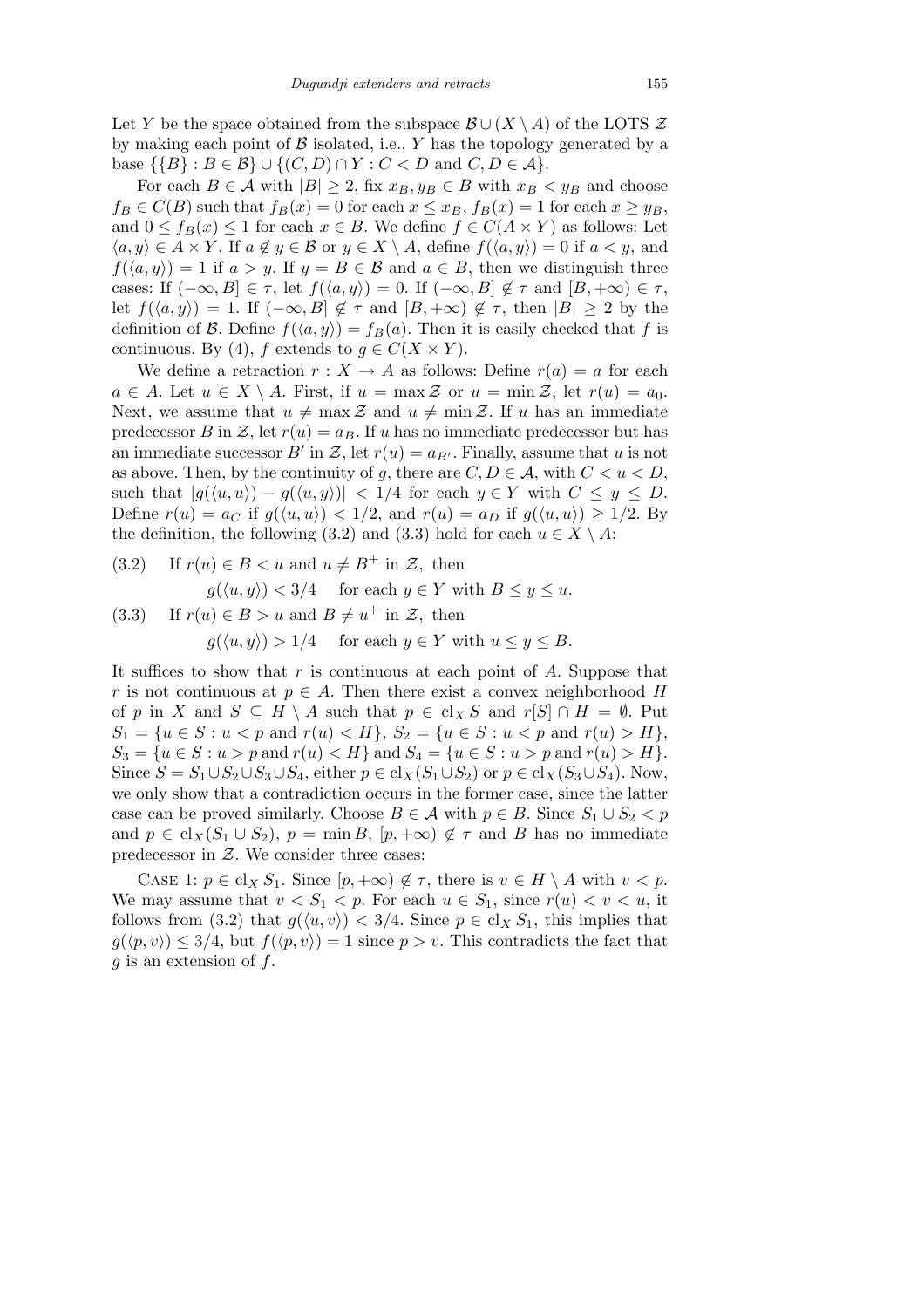Let $Y$ be the space obtained from the subspace $\mathcal{B} \cup (X \setminus A)$ of the LOTS $\mathcal{Z}$ by making each point of $\mathcal{B}$ isolated, i.e., $Y$ has the topology generated by a base $\{\{B\} : B \in \mathcal{B}\} \cup \{(C, D) \cap Y : C < D \text{ and } C, D \in \mathcal{A}\}$.

For each $B \in \mathcal{A}$ with $|B| \geq 2$, fix $x_B, y_B \in B$ with $x_B < y_B$ and choose $f_B \in C(B)$ such that $f_B(x) = 0$ for each $x \leq x_B$, $f_B(x) = 1$ for each $x \geq y_B$, and $0 \leq f_B(x) \leq 1$ for each $x \in B$. We define $f \in C(A \times Y)$ as follows: Let $\langle a, y \rangle \in A \times Y$. If $a \notin y \in \mathcal{B}$ or $y \in X \setminus A$, define $f(\langle a, y \rangle) = 0$ if $a < y$, and $f(\langle a, y \rangle) = 1$ if $a > y$. If $y = B \in \mathcal{B}$ and $a \in B$, then we distinguish three cases: If $(-\infty, B] \in \tau$, let $f(\langle a, y \rangle) = 0$. If $(-\infty, B] \notin \tau$ and $[B, +\infty) \in \tau$, let $f(\langle a, y \rangle) = 1$. If $(-\infty, B] \notin \tau$ and $[B, +\infty) \notin \tau$, then $|B| \geq 2$ by the definition of $\mathcal{B}$. Define $f(\langle a, y \rangle) = f_B(a)$. Then it is easily checked that $f$ is continuous. By (4), $f$ extends to $g \in C(X \times Y)$.

We define a retraction $r : X \to A$ as follows: Define $r(a) = a$ for each $a \in A$. Let $u \in X \setminus A$. First, if $u = \max \mathcal{Z}$ or $u = \min \mathcal{Z}$, let $r(u) = a_0$. Next, we assume that $u \neq \max \mathcal{Z}$ and $u \neq \min \mathcal{Z}$. If $u$ has an immediate predecessor $B$ in $\mathcal{Z}$, let $r(u) = a_B$. If $u$ has no immediate predecessor but has an immediate successor $B'$ in $\mathcal{Z}$, let $r(u) = a_{B'}$. Finally, assume that $u$ is not as above. Then, by the continuity of $g$, there are $C, D \in \mathcal{A}$, with $C < u < D$, such that $|g(\langle u, u \rangle) - g(\langle u, y \rangle)| < 1/4$ for each $y \in Y$ with $C \leq y \leq D$. Define $r(u) = a_C$ if $g(\langle u, u \rangle) < 1/2$, and $r(u) = a_D$ if $g(\langle u, u \rangle) \geq 1/2$. By the definition, the following (3.2) and (3.3) hold for each $u \in X \setminus A$:

(3.2) If $r(u) \in B < u$ and $u \neq B^+$ in $\mathcal{Z}$, then

$$g(\langle u, y \rangle) < 3/4 \quad \text{for each } y \in Y \text{ with } B \leq y \leq u.$$

(3.3) If $r(u) \in B > u$ and $B \neq u^+$ in $\mathcal{Z}$, then

$$g(\langle u, y \rangle) > 1/4 \quad \text{for each } y \in Y \text{ with } u \leq y \leq B.$$

It suffices to show that $r$ is continuous at each point of $A$. Suppose that $r$ is not continuous at $p \in A$. Then there exist a convex neighborhood $H$ of $p$ in $X$ and $S \subseteq H \setminus A$ such that $p \in \mathrm{cl}_X S$ and $r[S] \cap H = \emptyset$. Put $S_1 = \{u \in S : u < p \text{ and } r(u) < H\}$, $S_2 = \{u \in S : u < p \text{ and } r(u) > H\}$, $S_3 = \{u \in S : u > p \text{ and } r(u) < H\}$ and $S_4 = \{u \in S : u > p \text{ and } r(u) > H\}$. Since $S = S_1 \cup S_2 \cup S_3 \cup S_4$, either $p \in \mathrm{cl}_X(S_1 \cup S_2)$ or $p \in \mathrm{cl}_X(S_3 \cup S_4)$. Now, we only show that a contradiction occurs in the former case, since the latter case can be proved similarly. Choose $B \in \mathcal{A}$ with $p \in B$. Since $S_1 \cup S_2 < p$ and $p \in \mathrm{cl}_X(S_1 \cup S_2)$, $p = \min B$, $[p, +\infty) \notin \tau$ and $B$ has no immediate predecessor in $\mathcal{Z}$. We consider three cases:

Case 1: $p \in \mathrm{cl}_X S_1$. Since $[p, +\infty) \notin \tau$, there is $v \in H \setminus A$ with $v < p$. We may assume that $v < S_1 < p$. For each $u \in S_1$, since $r(u) < v < u$, it follows from (3.2) that $g(\langle u, v \rangle) < 3/4$. Since $p \in \mathrm{cl}_X S_1$, this implies that $g(\langle p, v \rangle) \leq 3/4$, but $f(\langle p, v \rangle) = 1$ since $p > v$. This contradicts the fact that $g$ is an extension of $f$.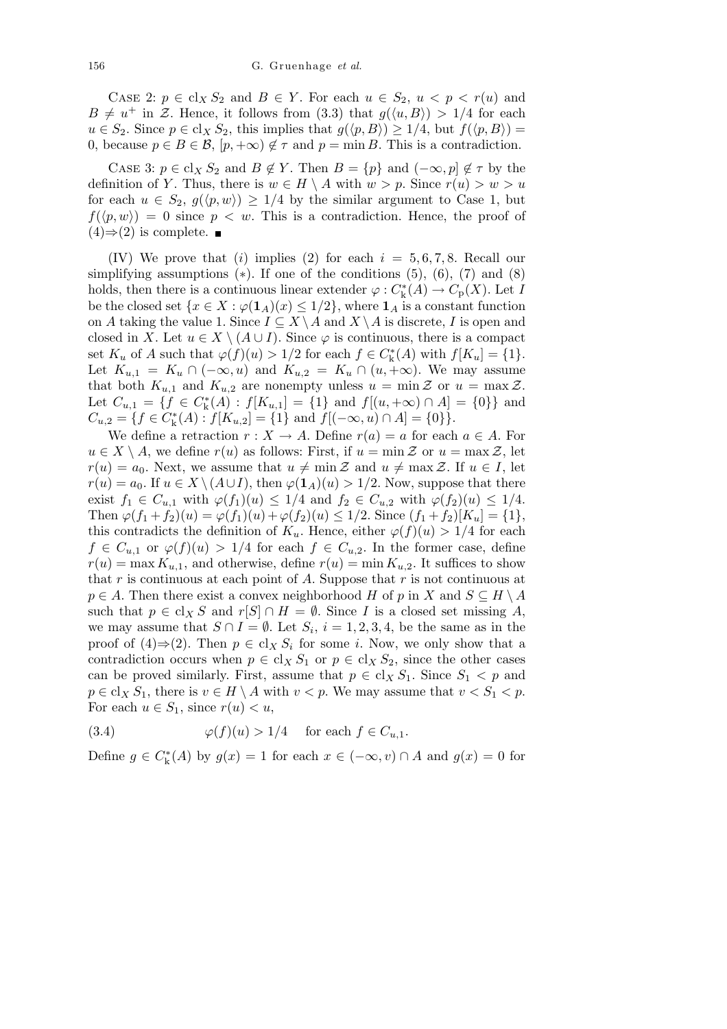Case 2: $p \in \mathrm{cl}_X S_2$ and $B \in Y$. For each $u \in S_2$, $u < p < r(u)$ and $B \neq u^+$ in $\mathcal{Z}$. Hence, it follows from (3.3) that $g(\langle u, B\rangle) > 1/4$ for each $u \in S_2$. Since $p \in \mathrm{cl}_X S_2$, this implies that $g(\langle p, B\rangle) \geq 1/4$, but $f(\langle p, B\rangle) = 0$, because $p \in B \in \mathcal{B}$, $[p, +\infty) \notin \tau$ and $p = \min B$. This is a contradiction.

Case 3: $p \in \mathrm{cl}_X S_2$ and $B \notin Y$. Then $B = \{p\}$ and $(-\infty, p] \notin \tau$ by the definition of $Y$. Thus, there is $w \in H \setminus A$ with $w > p$. Since $r(u) > w > u$ for each $u \in S_2$, $g(\langle p, w\rangle) \geq 1/4$ by the similar argument to Case 1, but $f(\langle p, w\rangle) = 0$ since $p < w$. This is a contradiction. Hence, the proof of (4)⇒(2) is complete. ∎

(IV) We prove that $(i)$ implies (2) for each $i = 5, 6, 7, 8$. Recall our simplifying assumptions $(*)$. If one of the conditions (5), (6), (7) and (8) holds, then there is a continuous linear extender $\varphi : C^*_{\mathrm{k}}(A) \to C_{\mathrm{p}}(X)$. Let $I$ be the closed set $\{x \in X : \varphi(\mathbf{1}_A)(x) \leq 1/2\}$, where $\mathbf{1}_A$ is a constant function on $A$ taking the value 1. Since $I \subseteq X \setminus A$ and $X \setminus A$ is discrete, $I$ is open and closed in $X$. Let $u \in X \setminus (A \cup I)$. Since $\varphi$ is continuous, there is a compact set $K_u$ of $A$ such that $\varphi(f)(u) > 1/2$ for each $f \in C^*_{\mathrm{k}}(A)$ with $f[K_u] = \{1\}$. Let $K_{u,1} = K_u \cap (-\infty, u)$ and $K_{u,2} = K_u \cap (u, +\infty)$. We may assume that both $K_{u,1}$ and $K_{u,2}$ are nonempty unless $u = \min \mathcal{Z}$ or $u = \max \mathcal{Z}$. Let $C_{u,1} = \{f \in C^*_{\mathrm{k}}(A) : f[K_{u,1}] = \{1\}$ and $f[(u, +\infty) \cap A] = \{0\}\}$ and $C_{u,2} = \{f \in C^*_{\mathrm{k}}(A) : f[K_{u,2}] = \{1\}$ and $f[(-\infty, u) \cap A] = \{0\}\}$.

We define a retraction $r : X \to A$. Define $r(a) = a$ for each $a \in A$. For $u \in X \setminus A$, we define $r(u)$ as follows: First, if $u = \min \mathcal{Z}$ or $u = \max \mathcal{Z}$, let $r(u) = a_0$. Next, we assume that $u \neq \min \mathcal{Z}$ and $u \neq \max \mathcal{Z}$. If $u \in I$, let $r(u) = a_0$. If $u \in X \setminus (A \cup I)$, then $\varphi(\mathbf{1}_A)(u) > 1/2$. Now, suppose that there exist $f_1 \in C_{u,1}$ with $\varphi(f_1)(u) \leq 1/4$ and $f_2 \in C_{u,2}$ with $\varphi(f_2)(u) \leq 1/4$. Then $\varphi(f_1 + f_2)(u) = \varphi(f_1)(u) + \varphi(f_2)(u) \leq 1/2$. Since $(f_1 + f_2)[K_u] = \{1\}$, this contradicts the definition of $K_u$. Hence, either $\varphi(f)(u) > 1/4$ for each $f \in C_{u,1}$ or $\varphi(f)(u) > 1/4$ for each $f \in C_{u,2}$. In the former case, define $r(u) = \max K_{u,1}$, and otherwise, define $r(u) = \min K_{u,2}$. It suffices to show that $r$ is continuous at each point of $A$. Suppose that $r$ is not continuous at $p \in A$. Then there exist a convex neighborhood $H$ of $p$ in $X$ and $S \subseteq H \setminus A$ such that $p \in \mathrm{cl}_X S$ and $r[S] \cap H = \emptyset$. Since $I$ is a closed set missing $A$, we may assume that $S \cap I = \emptyset$. Let $S_i$, $i = 1, 2, 3, 4$, be the same as in the proof of (4)⇒(2). Then $p \in \mathrm{cl}_X S_i$ for some $i$. Now, we only show that a contradiction occurs when $p \in \mathrm{cl}_X S_1$ or $p \in \mathrm{cl}_X S_2$, since the other cases can be proved similarly. First, assume that $p \in \mathrm{cl}_X S_1$. Since $S_1 < p$ and $p \in \mathrm{cl}_X S_1$, there is $v \in H \setminus A$ with $v < p$. We may assume that $v < S_1 < p$. For each $u \in S_1$, since $r(u) < u$,

$$\varphi(f)(u) > 1/4 \quad \text{for each } f \in C_{u,1}. \tag{3.4}$$

Define $g \in C^*_{\mathrm{k}}(A)$ by $g(x) = 1$ for each $x \in (-\infty, v) \cap A$ and $g(x) = 0$ for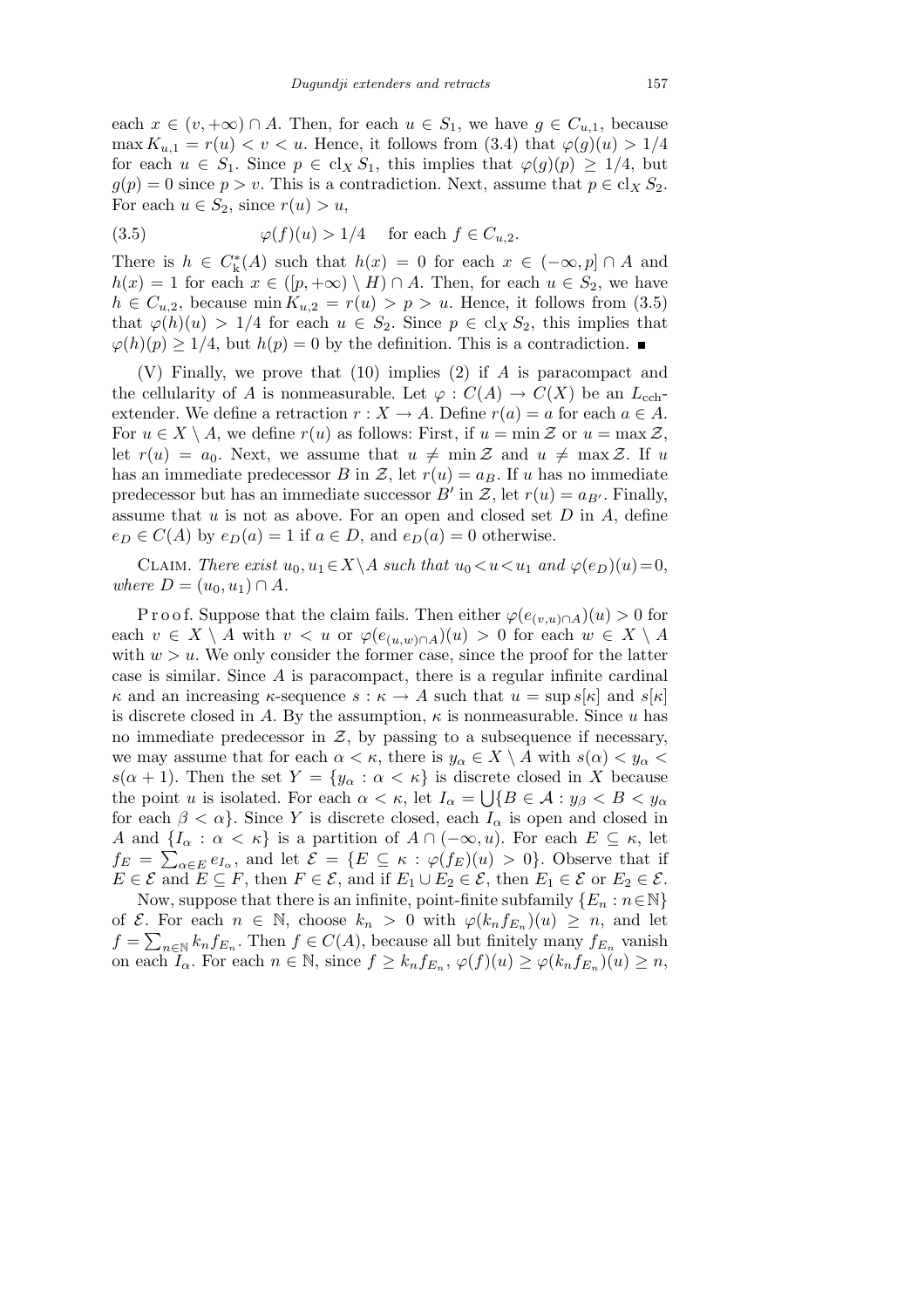each $x \in (v, +\infty) \cap A$. Then, for each $u \in S_1$, we have $g \in C_{u,1}$, because $\max K_{u,1} = r(u) < v < u$. Hence, it follows from (3.4) that $\varphi(g)(u) > 1/4$ for each $u \in S_1$. Since $p \in \mathrm{cl}_X S_1$, this implies that $\varphi(g)(p) \geq 1/4$, but $g(p) = 0$ since $p > v$. This is a contradiction. Next, assume that $p \in \mathrm{cl}_X S_2$. For each $u \in S_2$, since $r(u) > u$,

$$\varphi(f)(u) > 1/4 \quad \text{for each } f \in C_{u,2}. \tag{3.5}$$

There is $h \in C^*_{\mathrm{k}}(A)$ such that $h(x) = 0$ for each $x \in (-\infty, p] \cap A$ and $h(x) = 1$ for each $x \in ([p, +\infty) \setminus H) \cap A$. Then, for each $u \in S_2$, we have $h \in C_{u,2}$, because $\min K_{u,2} = r(u) > p > u$. Hence, it follows from (3.5) that $\varphi(h)(u) > 1/4$ for each $u \in S_2$. Since $p \in \mathrm{cl}_X S_2$, this implies that $\varphi(h)(p) \geq 1/4$, but $h(p) = 0$ by the definition. This is a contradiction. ∎

(V) Finally, we prove that (10) implies (2) if $A$ is paracompact and the cellularity of $A$ is nonmeasurable. Let $\varphi : C(A) \to C(X)$ be an $L_{\mathrm{cch}}$-extender. We define a retraction $r : X \to A$. Define $r(a) = a$ for each $a \in A$. For $u \in X \setminus A$, we define $r(u)$ as follows: First, if $u = \min \mathcal{Z}$ or $u = \max \mathcal{Z}$, let $r(u) = a_0$. Next, we assume that $u \neq \min \mathcal{Z}$ and $u \neq \max \mathcal{Z}$. If $u$ has an immediate predecessor $B$ in $\mathcal{Z}$, let $r(u) = a_B$. If $u$ has no immediate predecessor but has an immediate successor $B'$ in $\mathcal{Z}$, let $r(u) = a_{B'}$. Finally, assume that $u$ is not as above. For an open and closed set $D$ in $A$, define $e_D \in C(A)$ by $e_D(a) = 1$ if $a \in D$, and $e_D(a) = 0$ otherwise.

Claim. *There exist $u_0, u_1 \in X \setminus A$ such that $u_0 < u < u_1$ and $\varphi(e_D)(u) = 0$, where $D = (u_0, u_1) \cap A$.*

Proof. Suppose that the claim fails. Then either $\varphi(e_{(v,u)\cap A})(u) > 0$ for each $v \in X \setminus A$ with $v < u$ or $\varphi(e_{(u,w)\cap A})(u) > 0$ for each $w \in X \setminus A$ with $w > u$. We only consider the former case, since the proof for the latter case is similar. Since $A$ is paracompact, there is a regular infinite cardinal $\kappa$ and an increasing $\kappa$-sequence $s : \kappa \to A$ such that $u = \sup s[\kappa]$ and $s[\kappa]$ is discrete closed in $A$. By the assumption, $\kappa$ is nonmeasurable. Since $u$ has no immediate predecessor in $\mathcal{Z}$, by passing to a subsequence if necessary, we may assume that for each $\alpha < \kappa$, there is $y_\alpha \in X \setminus A$ with $s(\alpha) < y_\alpha < s(\alpha + 1)$. Then the set $Y = \{y_\alpha : \alpha < \kappa\}$ is discrete closed in $X$ because the point $u$ is isolated. For each $\alpha < \kappa$, let $I_\alpha = \bigcup \{B \in \mathcal{A} : y_\beta < B < y_\alpha$ for each $\beta < \alpha\}$. Since $Y$ is discrete closed, each $I_\alpha$ is open and closed in $A$ and $\{I_\alpha : \alpha < \kappa\}$ is a partition of $A \cap (-\infty, u)$. For each $E \subseteq \kappa$, let $f_E = \sum_{\alpha \in E} e_{I_\alpha}$, and let $\mathcal{E} = \{E \subseteq \kappa : \varphi(f_E)(u) > 0\}$. Observe that if $E \in \mathcal{E}$ and $E \subseteq F$, then $F \in \mathcal{E}$, and if $E_1 \cup E_2 \in \mathcal{E}$, then $E_1 \in \mathcal{E}$ or $E_2 \in \mathcal{E}$.

Now, suppose that there is an infinite, point-finite subfamily $\{E_n : n \in \mathbb{N}\}$ of $\mathcal{E}$. For each $n \in \mathbb{N}$, choose $k_n > 0$ with $\varphi(k_n f_{E_n})(u) \geq n$, and let $f = \sum_{n \in \mathbb{N}} k_n f_{E_n}$. Then $f \in C(A)$, because all but finitely many $f_{E_n}$ vanish on each $I_\alpha$. For each $n \in \mathbb{N}$, since $f \geq k_n f_{E_n}$, $\varphi(f)(u) \geq \varphi(k_n f_{E_n})(u) \geq n$,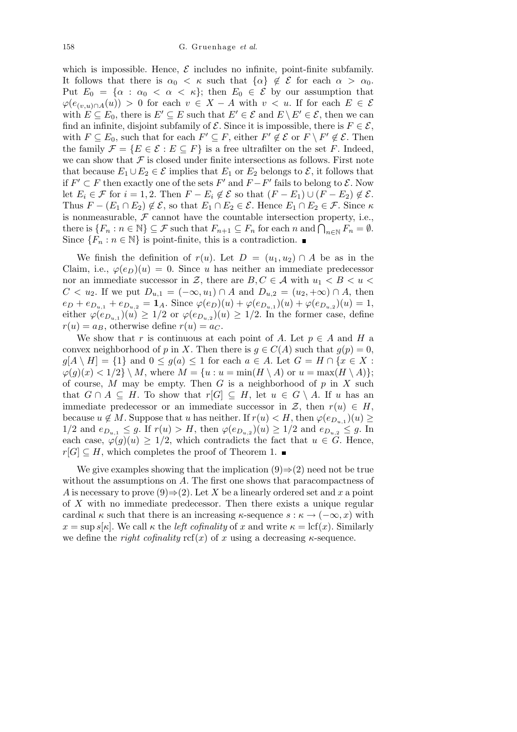which is impossible. Hence, $\mathcal{E}$ includes no infinite, point-finite subfamily. It follows that there is $\alpha_0 < \kappa$ such that $\{\alpha\} \notin \mathcal{E}$ for each $\alpha > \alpha_0$. Put $E_0 = \{\alpha : \alpha_0 < \alpha < \kappa\}$; then $E_0 \in \mathcal{E}$ by our assumption that $\varphi(e_{(v,u)\cap A}(u)) > 0$ for each $v \in X - A$ with $v < u$. If for each $E \in \mathcal{E}$ with $E \subseteq E_0$, there is $E' \subseteq E$ such that $E' \in \mathcal{E}$ and $E \setminus E' \in \mathcal{E}$, then we can find an infinite, disjoint subfamily of $\mathcal{E}$. Since it is impossible, there is $F \in \mathcal{E}$, with $F \subseteq E_0$, such that for each $F' \subseteq F$, either $F' \notin \mathcal{E}$ or $F \setminus F' \notin \mathcal{E}$. Then the family $\mathcal{F} = \{E \in \mathcal{E} : E \subseteq F\}$ is a free ultrafilter on the set $F$. Indeed, we can show that $\mathcal{F}$ is closed under finite intersections as follows. First note that because $E_1 \cup E_2 \in \mathcal{E}$ implies that $E_1$ or $E_2$ belongs to $\mathcal{E}$, it follows that if $F' \subset F$ then exactly one of the sets $F'$ and $F - F'$ fails to belong to $\mathcal{E}$. Now let $E_i \in \mathcal{F}$ for $i = 1, 2$. Then $F - E_i \notin \mathcal{E}$ so that $(F - E_1) \cup (F - E_2) \notin \mathcal{E}$. Thus $F - (E_1 \cap E_2) \notin \mathcal{E}$, so that $E_1 \cap E_2 \in \mathcal{E}$. Hence $E_1 \cap E_2 \in \mathcal{F}$. Since $\kappa$ is nonmeasurable, $\mathcal{F}$ cannot have the countable intersection property, i.e., there is $\{F_n : n \in \mathbb{N}\} \subseteq \mathcal{F}$ such that $F_{n+1} \subseteq F_n$ for each $n$ and $\bigcap_{n\in\mathbb{N}} F_n = \emptyset$. Since $\{F_n : n \in \mathbb{N}\}$ is point-finite, this is a contradiction. ∎

We finish the definition of $r(u)$. Let $D = (u_1, u_2) \cap A$ be as in the Claim, i.e., $\varphi(e_D)(u) = 0$. Since $u$ has neither an immediate predecessor nor an immediate successor in $\mathcal{Z}$, there are $B, C \in \mathcal{A}$ with $u_1 < B < u < C < u_2$. If we put $D_{u,1} = (-\infty, u_1) \cap A$ and $D_{u,2} = (u_2, +\infty) \cap A$, then $e_D + e_{D_{u,1}} + e_{D_{u,2}} = \mathbf{1}_A$. Since $\varphi(e_D)(u) + \varphi(e_{D_{u,1}})(u) + \varphi(e_{D_{u,2}})(u) = 1$, either $\varphi(e_{D_{u,1}})(u) \geq 1/2$ or $\varphi(e_{D_{u,2}})(u) \geq 1/2$. In the former case, define $r(u) = a_B$, otherwise define $r(u) = a_C$.

We show that $r$ is continuous at each point of $A$. Let $p \in A$ and $H$ a convex neighborhood of $p$ in $X$. Then there is $g \in C(A)$ such that $g(p) = 0$, $g[A \setminus H] = \{1\}$ and $0 \leq g(a) \leq 1$ for each $a \in A$. Let $G = H \cap \{x \in X : \varphi(g)(x) < 1/2\} \setminus M$, where $M = \{u : u = \min(H \setminus A) \text{ or } u = \max(H \setminus A)\}$; of course, $M$ may be empty. Then $G$ is a neighborhood of $p$ in $X$ such that $G \cap A \subseteq H$. To show that $r[G] \subseteq H$, let $u \in G \setminus A$. If $u$ has an immediate predecessor or an immediate successor in $\mathcal{Z}$, then $r(u) \in H$, because $u \notin M$. Suppose that $u$ has neither. If $r(u) < H$, then $\varphi(e_{D_{u,1}})(u) \geq 1/2$ and $e_{D_{u,1}} \leq g$. If $r(u) > H$, then $\varphi(e_{D_{u,2}})(u) \geq 1/2$ and $e_{D_{u,2}} \leq g$. In each case, $\varphi(g)(u) \geq 1/2$, which contradicts the fact that $u \in G$. Hence, $r[G] \subseteq H$, which completes the proof of Theorem 1. ∎

We give examples showing that the implication (9)⇒(2) need not be true without the assumptions on $A$. The first one shows that paracompactness of $A$ is necessary to prove (9)⇒(2). Let $X$ be a linearly ordered set and $x$ a point of $X$ with no immediate predecessor. Then there exists a unique regular cardinal $\kappa$ such that there is an increasing $\kappa$-sequence $s : \kappa \to (-\infty, x)$ with $x = \sup s[\kappa]$. We call $\kappa$ the *left cofinality* of $x$ and write $\kappa = \mathrm{lcf}(x)$. Similarly we define the *right cofinality* $\mathrm{rcf}(x)$ of $x$ using a decreasing $\kappa$-sequence.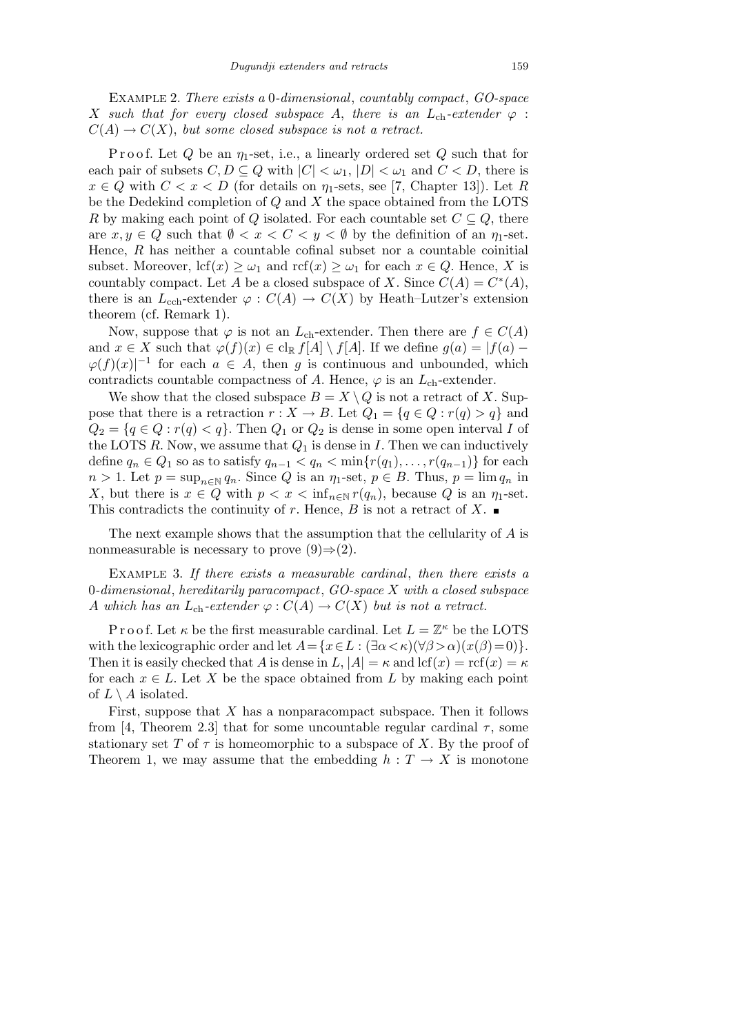Example 2. *There exists a* 0*-dimensional*, *countably compact*, *GO-space* $X$ *such that for every closed subspace* $A$, *there is an* $L_{\mathrm{ch}}$*-extender* $\varphi : C(A) \to C(X)$, *but some closed subspace is not a retract.*

Proof. Let $Q$ be an $\eta_1$-set, i.e., a linearly ordered set $Q$ such that for each pair of subsets $C, D \subseteq Q$ with $|C| < \omega_1$, $|D| < \omega_1$ and $C < D$, there is $x \in Q$ with $C < x < D$ (for details on $\eta_1$-sets, see [7, Chapter 13]). Let $R$ be the Dedekind completion of $Q$ and $X$ the space obtained from the LOTS $R$ by making each point of $Q$ isolated. For each countable set $C \subseteq Q$, there are $x, y \in Q$ such that $\emptyset < x < C < y < \emptyset$ by the definition of an $\eta_1$-set. Hence, $R$ has neither a countable cofinal subset nor a countable coinitial subset. Moreover, $\mathrm{lcf}(x) \geq \omega_1$ and $\mathrm{rcf}(x) \geq \omega_1$ for each $x \in Q$. Hence, $X$ is countably compact. Let $A$ be a closed subspace of $X$. Since $C(A) = C^*(A)$, there is an $L_{\mathrm{cch}}$-extender $\varphi : C(A) \to C(X)$ by Heath–Lutzer's extension theorem (cf. Remark 1).

Now, suppose that $\varphi$ is not an $L_{\mathrm{ch}}$-extender. Then there are $f \in C(A)$ and $x \in X$ such that $\varphi(f)(x) \in \mathrm{cl}_{\mathbb{R}} f[A] \setminus f[A]$. If we define $g(a) = |f(a) - \varphi(f)(x)|^{-1}$ for each $a \in A$, then $g$ is continuous and unbounded, which contradicts countable compactness of $A$. Hence, $\varphi$ is an $L_{\mathrm{ch}}$-extender.

We show that the closed subspace $B = X \setminus Q$ is not a retract of $X$. Suppose that there is a retraction $r : X \to B$. Let $Q_1 = \{q \in Q : r(q) > q\}$ and $Q_2 = \{q \in Q : r(q) < q\}$. Then $Q_1$ or $Q_2$ is dense in some open interval $I$ of the LOTS $R$. Now, we assume that $Q_1$ is dense in $I$. Then we can inductively define $q_n \in Q_1$ so as to satisfy $q_{n-1} < q_n < \min\{r(q_1), \ldots, r(q_{n-1})\}$ for each $n > 1$. Let $p = \sup_{n\in\mathbb{N}} q_n$. Since $Q$ is an $\eta_1$-set, $p \in B$. Thus, $p = \lim q_n$ in $X$, but there is $x \in Q$ with $p < x < \inf_{n\in\mathbb{N}} r(q_n)$, because $Q$ is an $\eta_1$-set. This contradicts the continuity of $r$. Hence, $B$ is not a retract of $X$. ∎

The next example shows that the assumption that the cellularity of $A$ is nonmeasurable is necessary to prove (9)⇒(2).

Example 3. *If there exists a measurable cardinal*, *then there exists a* 0*-dimensional*, *hereditarily paracompact*, *GO-space* $X$ *with a closed subspace* $A$ *which has an* $L_{\mathrm{ch}}$*-extender* $\varphi : C(A) \to C(X)$ *but is not a retract.*

Proof. Let $\kappa$ be the first measurable cardinal. Let $L = \mathbb{Z}^\kappa$ be the LOTS with the lexicographic order and let $A = \{x \in L : (\exists \alpha < \kappa)(\forall \beta > \alpha)(x(\beta) = 0)\}$. Then it is easily checked that $A$ is dense in $L$, $|A| = \kappa$ and $\mathrm{lcf}(x) = \mathrm{rcf}(x) = \kappa$ for each $x \in L$. Let $X$ be the space obtained from $L$ by making each point of $L \setminus A$ isolated.

First, suppose that $X$ has a nonparacompact subspace. Then it follows from [4, Theorem 2.3] that for some uncountable regular cardinal $\tau$, some stationary set $T$ of $\tau$ is homeomorphic to a subspace of $X$. By the proof of Theorem 1, we may assume that the embedding $h : T \to X$ is monotone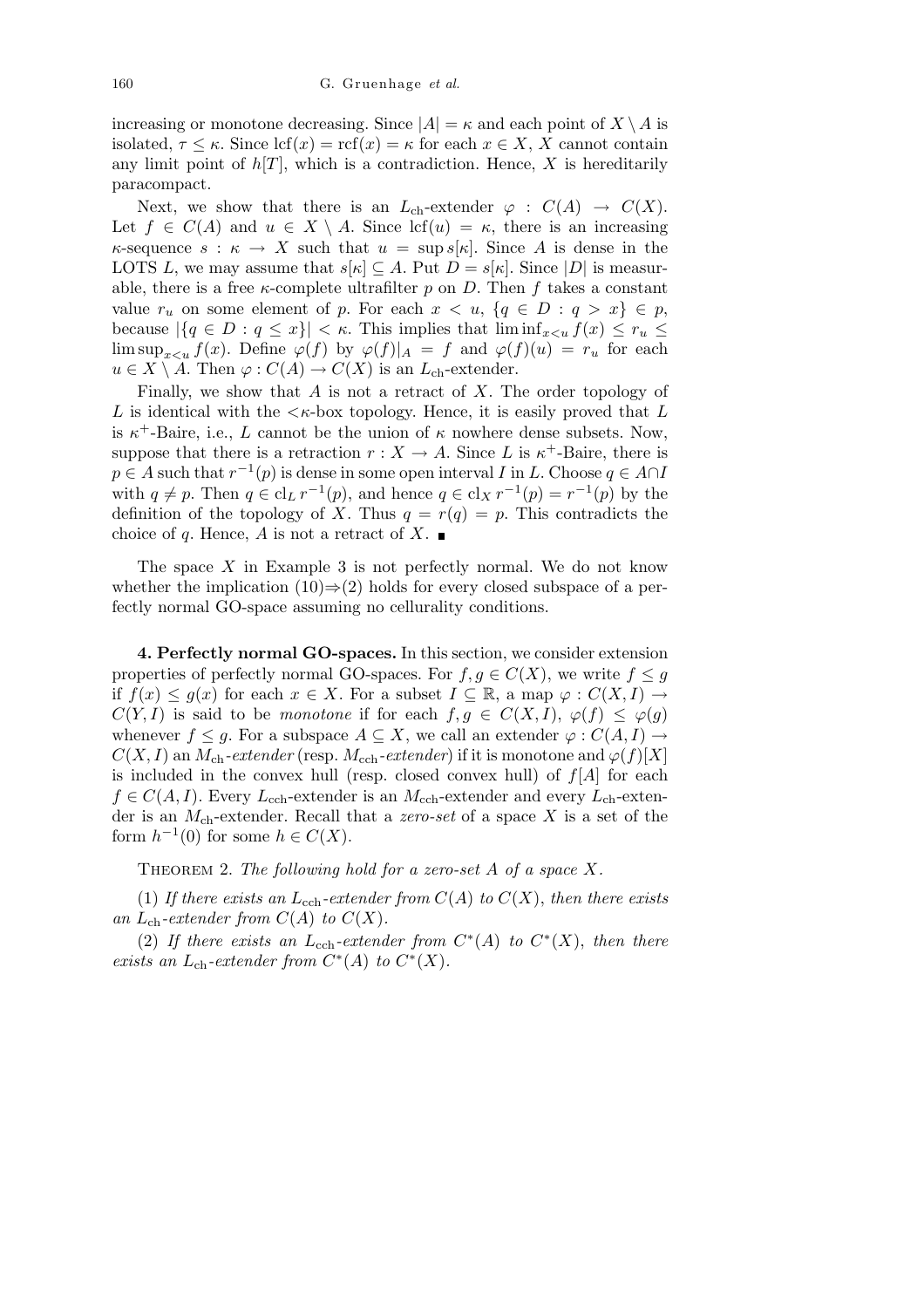increasing or monotone decreasing. Since $|A| = \kappa$ and each point of $X \setminus A$ is isolated, $\tau \leq \kappa$. Since $\mathrm{lcf}(x) = \mathrm{rcf}(x) = \kappa$ for each $x \in X$, $X$ cannot contain any limit point of $h[T]$, which is a contradiction. Hence, $X$ is hereditarily paracompact.

Next, we show that there is an $L_{\mathrm{ch}}$-extender $\varphi : C(A) \to C(X)$. Let $f \in C(A)$ and $u \in X \setminus A$. Since $\mathrm{lcf}(u) = \kappa$, there is an increasing $\kappa$-sequence $s : \kappa \to X$ such that $u = \sup s[\kappa]$. Since $A$ is dense in the LOTS $L$, we may assume that $s[\kappa] \subseteq A$. Put $D = s[\kappa]$. Since $|D|$ is measurable, there is a free $\kappa$-complete ultrafilter $p$ on $D$. Then $f$ takes a constant value $r_u$ on some element of $p$. For each $x < u$, $\{q \in D : q > x\} \in p$, because $|\{q \in D : q \leq x\}| < \kappa$. This implies that $\liminf_{x<u} f(x) \leq r_u \leq \limsup_{x<u} f(x)$. Define $\varphi(f)$ by $\varphi(f)|_A = f$ and $\varphi(f)(u) = r_u$ for each $u \in X \setminus A$. Then $\varphi : C(A) \to C(X)$ is an $L_{\mathrm{ch}}$-extender.

Finally, we show that $A$ is not a retract of $X$. The order topology of $L$ is identical with the $<\kappa$-box topology. Hence, it is easily proved that $L$ is $\kappa^+$-Baire, i.e., $L$ cannot be the union of $\kappa$ nowhere dense subsets. Now, suppose that there is a retraction $r : X \to A$. Since $L$ is $\kappa^+$-Baire, there is $p \in A$ such that $r^{-1}(p)$ is dense in some open interval $I$ in $L$. Choose $q \in A \cap I$ with $q \neq p$. Then $q \in \mathrm{cl}_L\, r^{-1}(p)$, and hence $q \in \mathrm{cl}_X\, r^{-1}(p) = r^{-1}(p)$ by the definition of the topology of $X$. Thus $q = r(q) = p$. This contradicts the choice of $q$. Hence, $A$ is not a retract of $X$. ∎

The space $X$ in Example 3 is not perfectly normal. We do not know whether the implication (10)⇒(2) holds for every closed subspace of a perfectly normal GO-space assuming no cellularity conditions.

**4. Perfectly normal GO-spaces.** In this section, we consider extension properties of perfectly normal GO-spaces. For $f, g \in C(X)$, we write $f \leq g$ if $f(x) \leq g(x)$ for each $x \in X$. For a subset $I \subseteq \mathbb{R}$, a map $\varphi : C(X, I) \to C(Y, I)$ is said to be *monotone* if for each $f, g \in C(X, I)$, $\varphi(f) \leq \varphi(g)$ whenever $f \leq g$. For a subspace $A \subseteq X$, we call an extender $\varphi : C(A, I) \to C(X, I)$ an $M_{\mathrm{ch}}$-*extender* (resp. $M_{\mathrm{cch}}$-*extender*) if it is monotone and $\varphi(f)[X]$ is included in the convex hull (resp. closed convex hull) of $f[A]$ for each $f \in C(A, I)$. Every $L_{\mathrm{cch}}$-extender is an $M_{\mathrm{cch}}$-extender and every $L_{\mathrm{ch}}$-extender is an $M_{\mathrm{ch}}$-extender. Recall that a *zero-set* of a space $X$ is a set of the form $h^{-1}(0)$ for some $h \in C(X)$.

THEOREM 2. *The following hold for a zero-set $A$ of a space $X$.*

(1) *If there exists an $L_{\mathrm{cch}}$-extender from $C(A)$ to $C(X)$, then there exists an $L_{\mathrm{ch}}$-extender from $C(A)$ to $C(X)$.*

(2) *If there exists an $L_{\mathrm{cch}}$-extender from $C^*(A)$ to $C^*(X)$, then there exists an $L_{\mathrm{ch}}$-extender from $C^*(A)$ to $C^*(X)$.*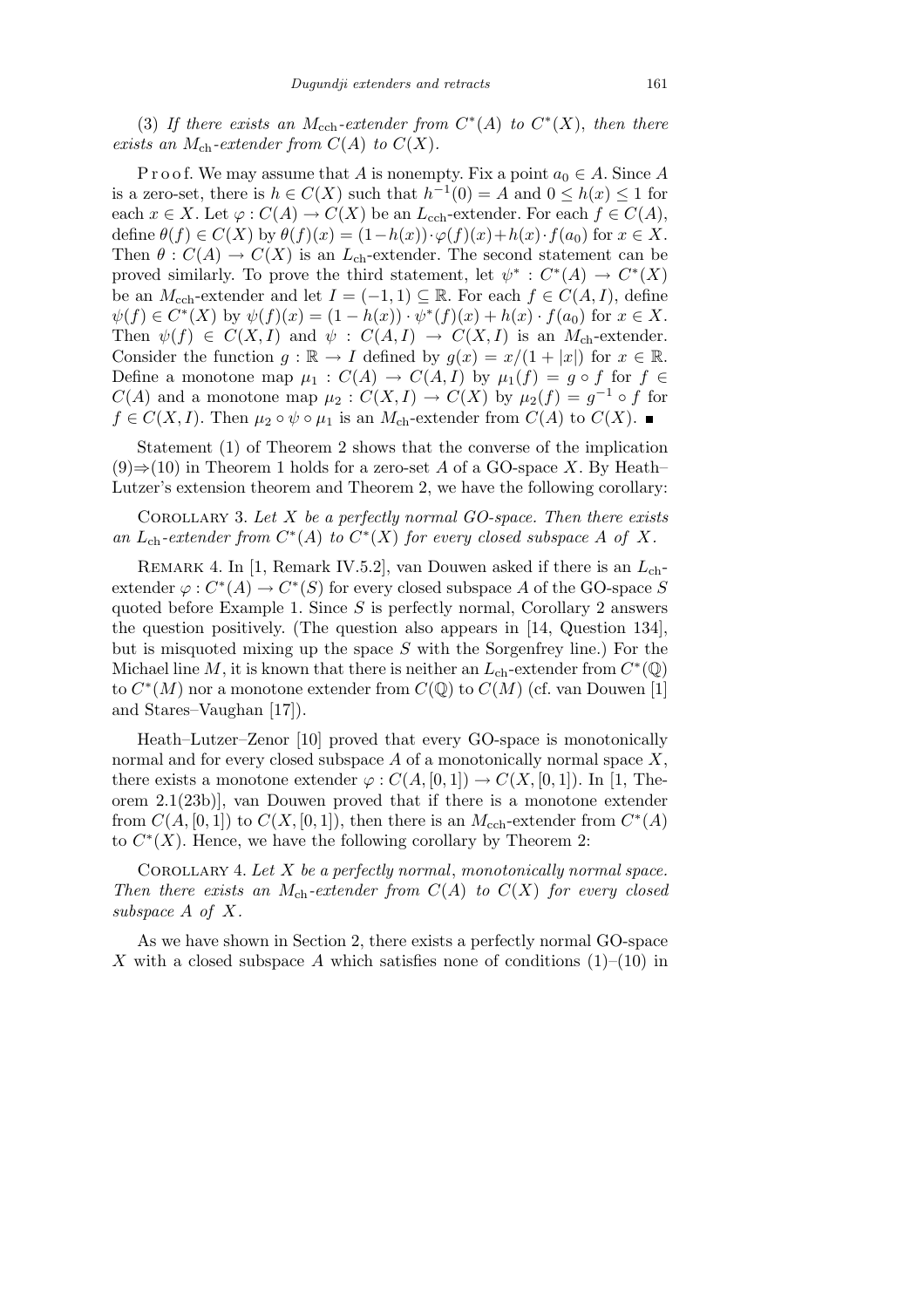(3) *If there exists an $M_{\rm cch}$-extender from $C^*(A)$ to $C^*(X)$, then there exists an $M_{\rm ch}$-extender from $C(A)$ to $C(X)$.*

P r o o f. We may assume that $A$ is nonempty. Fix a point $a_0 \in A$. Since $A$ is a zero-set, there is $h \in C(X)$ such that $h^{-1}(0) = A$ and $0 \le h(x) \le 1$ for each $x \in X$. Let $\varphi : C(A) \to C(X)$ be an $L_{\rm cch}$-extender. For each $f \in C(A)$, define $\theta(f) \in C(X)$ by $\theta(f)(x) = (1-h(x))\cdot\varphi(f)(x) + h(x)\cdot f(a_0)$ for $x \in X$. Then $\theta : C(A) \to C(X)$ is an $L_{\rm ch}$-extender. The second statement can be proved similarly. To prove the third statement, let $\psi^* : C^*(A) \to C^*(X)$ be an $M_{\rm cch}$-extender and let $I = (-1, 1) \subseteq \mathbb{R}$. For each $f \in C(A, I)$, define $\psi(f) \in C^*(X)$ by $\psi(f)(x) = (1 - h(x))\cdot\psi^*(f)(x) + h(x)\cdot f(a_0)$ for $x \in X$. Then $\psi(f) \in C(X, I)$ and $\psi : C(A, I) \to C(X, I)$ is an $M_{\rm ch}$-extender. Consider the function $g : \mathbb{R} \to I$ defined by $g(x) = x/(1 + |x|)$ for $x \in \mathbb{R}$. Define a monotone map $\mu_1 : C(A) \to C(A, I)$ by $\mu_1(f) = g \circ f$ for $f \in C(A)$ and a monotone map $\mu_2 : C(X, I) \to C(X)$ by $\mu_2(f) = g^{-1} \circ f$ for $f \in C(X, I)$. Then $\mu_2 \circ \psi \circ \mu_1$ is an $M_{\rm ch}$-extender from $C(A)$ to $C(X)$. ∎

Statement (1) of Theorem 2 shows that the converse of the implication (9)⇒(10) in Theorem 1 holds for a zero-set $A$ of a GO-space $X$. By Heath–Lutzer's extension theorem and Theorem 2, we have the following corollary:

Corollary 3. *Let $X$ be a perfectly normal GO-space. Then there exists an $L_{\rm ch}$-extender from $C^*(A)$ to $C^*(X)$ for every closed subspace $A$ of $X$.*

Remark 4. In [1, Remark IV.5.2], van Douwen asked if there is an $L_{\rm ch}$-extender $\varphi : C^*(A) \to C^*(S)$ for every closed subspace $A$ of the GO-space $S$ quoted before Example 1. Since $S$ is perfectly normal, Corollary 2 answers the question positively. (The question also appears in [14, Question 134], but is misquoted mixing up the space $S$ with the Sorgenfrey line.) For the Michael line $M$, it is known that there is neither an $L_{\rm ch}$-extender from $C^*(\mathbb{Q})$ to $C^*(M)$ nor a monotone extender from $C(\mathbb{Q})$ to $C(M)$ (cf. van Douwen [1] and Stares–Vaughan [17]).

Heath–Lutzer–Zenor [10] proved that every GO-space is monotonically normal and for every closed subspace $A$ of a monotonically normal space $X$, there exists a monotone extender $\varphi : C(A, [0, 1]) \to C(X, [0, 1])$. In [1, Theorem 2.1(23b)], van Douwen proved that if there is a monotone extender from $C(A, [0, 1])$ to $C(X, [0, 1])$, then there is an $M_{\rm cch}$-extender from $C^*(A)$ to $C^*(X)$. Hence, we have the following corollary by Theorem 2:

Corollary 4. *Let $X$ be a perfectly normal, monotonically normal space. Then there exists an $M_{\rm ch}$-extender from $C(A)$ to $C(X)$ for every closed subspace $A$ of $X$.*

As we have shown in Section 2, there exists a perfectly normal GO-space $X$ with a closed subspace $A$ which satisfies none of conditions (1)–(10) in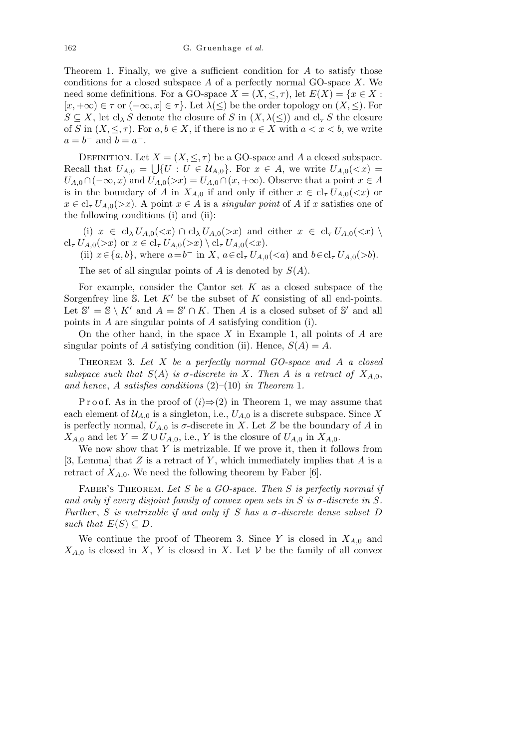Theorem 1. Finally, we give a sufficient condition for $A$ to satisfy those conditions for a closed subspace $A$ of a perfectly normal GO-space $X$. We need some definitions. For a GO-space $X = (X, \leq, \tau)$, let $E(X) = \{x \in X : [x, +\infty) \in \tau \text{ or } (-\infty, x] \in \tau\}$. Let $\lambda(\leq)$ be the order topology on $(X, \leq)$. For $S \subseteq X$, let $\mathrm{cl}_\lambda S$ denote the closure of $S$ in $(X, \lambda(\leq))$ and $\mathrm{cl}_\tau S$ the closure of $S$ in $(X, \leq, \tau)$. For $a, b \in X$, if there is no $x \in X$ with $a < x < b$, we write $a = b^-$ and $b = a^+$.

Definition. Let $X = (X, \leq, \tau)$ be a GO-space and $A$ a closed subspace. Recall that $U_{A,0} = \bigcup\{U : U \in \mathcal{U}_{A,0}\}$. For $x \in A$, we write $U_{A,0}(<x) = U_{A,0} \cap (-\infty, x)$ and $U_{A,0}(>x) = U_{A,0} \cap (x, +\infty)$. Observe that a point $x \in A$ is in the boundary of $A$ in $X_{A,0}$ if and only if either $x \in \mathrm{cl}_\tau U_{A,0}(<x)$ or $x \in \mathrm{cl}_\tau U_{A,0}(>x)$. A point $x \in A$ is a *singular point* of $A$ if $x$ satisfies one of the following conditions (i) and (ii):

(i) $x \in \mathrm{cl}_\lambda U_{A,0}(<x) \cap \mathrm{cl}_\lambda U_{A,0}(>x)$ and either $x \in \mathrm{cl}_\tau U_{A,0}(<x) \setminus \mathrm{cl}_\tau U_{A,0}(>x)$ or $x \in \mathrm{cl}_\tau U_{A,0}(>x) \setminus \mathrm{cl}_\tau U_{A,0}(<x)$.

(ii) $x \in \{a, b\}$, where $a = b^-$ in $X$, $a \in \mathrm{cl}_\tau U_{A,0}(<a)$ and $b \in \mathrm{cl}_\tau U_{A,0}(>b)$.

The set of all singular points of $A$ is denoted by $S(A)$.

For example, consider the Cantor set $K$ as a closed subspace of the Sorgenfrey line $\mathbb{S}$. Let $K'$ be the subset of $K$ consisting of all end-points. Let $\mathbb{S}' = \mathbb{S} \setminus K'$ and $A = \mathbb{S}' \cap K$. Then $A$ is a closed subset of $\mathbb{S}'$ and all points in $A$ are singular points of $A$ satisfying condition (i).

On the other hand, in the space $X$ in Example 1, all points of $A$ are singular points of $A$ satisfying condition (ii). Hence, $S(A) = A$.

Theorem 3. *Let $X$ be a perfectly normal GO-space and $A$ a closed subspace such that $S(A)$ is $\sigma$-discrete in $X$. Then $A$ is a retract of $X_{A,0}$, and hence, $A$ satisfies conditions* (2)–(10) *in Theorem* 1.

Proof. As in the proof of (i)⇒(2) in Theorem 1, we may assume that each element of $\mathcal{U}_{A,0}$ is a singleton, i.e., $U_{A,0}$ is a discrete subspace. Since $X$ is perfectly normal, $U_{A,0}$ is $\sigma$-discrete in $X$. Let $Z$ be the boundary of $A$ in $X_{A,0}$ and let $Y = Z \cup U_{A,0}$, i.e., $Y$ is the closure of $U_{A,0}$ in $X_{A,0}$.

We now show that $Y$ is metrizable. If we prove it, then it follows from [3, Lemma] that $Z$ is a retract of $Y$, which immediately implies that $A$ is a retract of $X_{A,0}$. We need the following theorem by Faber [6].

Faber's Theorem. *Let $S$ be a GO-space. Then $S$ is perfectly normal if and only if every disjoint family of convex open sets in $S$ is $\sigma$-discrete in $S$. Further, $S$ is metrizable if and only if $S$ has a $\sigma$-discrete dense subset $D$ such that $E(S) \subseteq D$.*

We continue the proof of Theorem 3. Since $Y$ is closed in $X_{A,0}$ and $X_{A,0}$ is closed in $X$, $Y$ is closed in $X$. Let $\mathcal{V}$ be the family of all convex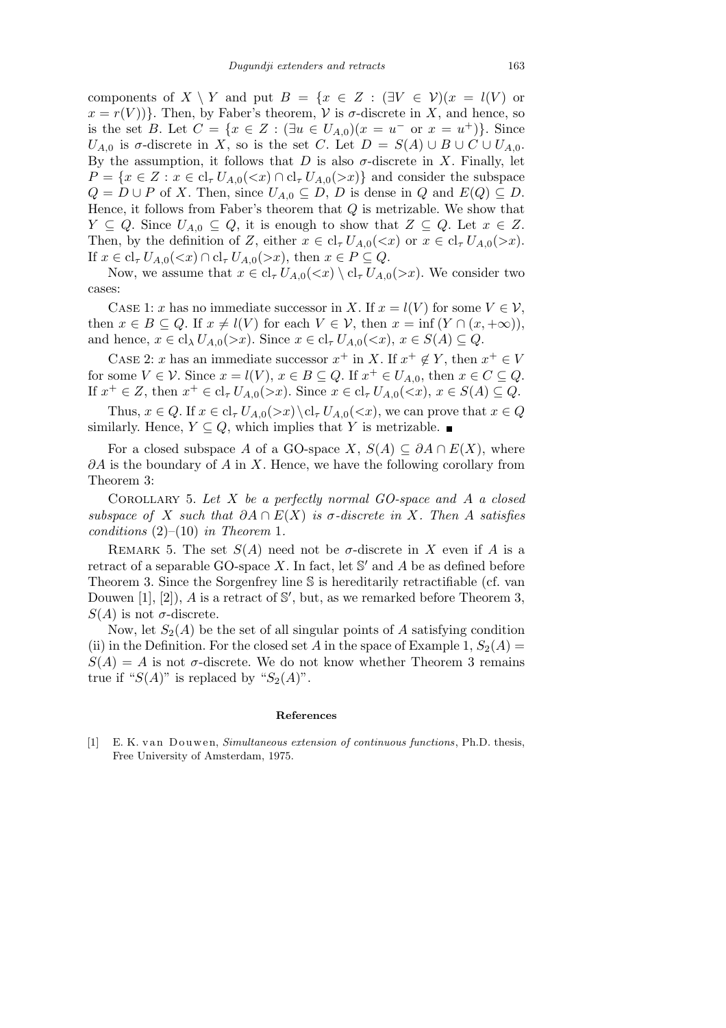components of $X \setminus Y$ and put $B = \{x \in Z : (\exists V \in \mathcal{V})(x = l(V)$ or $x = r(V))\}$. Then, by Faber's theorem, $\mathcal{V}$ is $\sigma$-discrete in $X$, and hence, so is the set $B$. Let $C = \{x \in Z : (\exists u \in U_{A,0})(x = u^-$ or $x = u^+)\}$. Since $U_{A,0}$ is $\sigma$-discrete in $X$, so is the set $C$. Let $D = S(A) \cup B \cup C \cup U_{A,0}$. By the assumption, it follows that $D$ is also $\sigma$-discrete in $X$. Finally, let $P = \{x \in Z : x \in \mathrm{cl}_\tau U_{A,0}(<x) \cap \mathrm{cl}_\tau U_{A,0}(>x)\}$ and consider the subspace $Q = D \cup P$ of $X$. Then, since $U_{A,0} \subseteq D$, $D$ is dense in $Q$ and $E(Q) \subseteq D$. Hence, it follows from Faber's theorem that $Q$ is metrizable. We show that $Y \subseteq Q$. Since $U_{A,0} \subseteq Q$, it is enough to show that $Z \subseteq Q$. Let $x \in Z$. Then, by the definition of $Z$, either $x \in \mathrm{cl}_\tau U_{A,0}(<x)$ or $x \in \mathrm{cl}_\tau U_{A,0}(>x)$. If $x \in \mathrm{cl}_\tau U_{A,0}(<x) \cap \mathrm{cl}_\tau U_{A,0}(>x)$, then $x \in P \subseteq Q$.

Now, we assume that $x \in \mathrm{cl}_\tau U_{A,0}(<x) \setminus \mathrm{cl}_\tau U_{A,0}(>x)$. We consider two cases:

Case 1: $x$ has no immediate successor in $X$. If $x = l(V)$ for some $V \in \mathcal{V}$, then $x \in B \subseteq Q$. If $x \neq l(V)$ for each $V \in \mathcal{V}$, then $x = \inf(Y \cap (x, +\infty))$, and hence, $x \in \mathrm{cl}_\lambda U_{A,0}(>x)$. Since $x \in \mathrm{cl}_\tau U_{A,0}(<x)$, $x \in S(A) \subseteq Q$.

Case 2: $x$ has an immediate successor $x^+$ in $X$. If $x^+ \notin Y$, then $x^+ \in V$ for some $V \in \mathcal{V}$. Since $x = l(V)$, $x \in B \subseteq Q$. If $x^+ \in U_{A,0}$, then $x \in C \subseteq Q$. If $x^+ \in Z$, then $x^+ \in \mathrm{cl}_\tau U_{A,0}(>x)$. Since $x \in \mathrm{cl}_\tau U_{A,0}(<x)$, $x \in S(A) \subseteq Q$.

Thus, $x \in Q$. If $x \in \mathrm{cl}_\tau U_{A,0}(>x) \setminus \mathrm{cl}_\tau U_{A,0}(<x)$, we can prove that $x \in Q$ similarly. Hence, $Y \subseteq Q$, which implies that $Y$ is metrizable. ∎

For a closed subspace $A$ of a GO-space $X$, $S(A) \subseteq \partial A \cap E(X)$, where $\partial A$ is the boundary of $A$ in $X$. Hence, we have the following corollary from Theorem 3:

Corollary 5. *Let $X$ be a perfectly normal GO-space and $A$ a closed subspace of $X$ such that $\partial A \cap E(X)$ is $\sigma$-discrete in $X$. Then $A$ satisfies conditions* (2)–(10) *in Theorem* 1.

Remark 5. The set $S(A)$ need not be $\sigma$-discrete in $X$ even if $A$ is a retract of a separable GO-space $X$. In fact, let $\mathbb{S}'$ and $A$ be as defined before Theorem 3. Since the Sorgenfrey line $\mathbb{S}$ is hereditarily retractifiable (cf. van Douwen [1], [2]), $A$ is a retract of $\mathbb{S}'$, but, as we remarked before Theorem 3, $S(A)$ is not $\sigma$-discrete.

Now, let $S_2(A)$ be the set of all singular points of $A$ satisfying condition (ii) in the Definition. For the closed set $A$ in the space of Example 1, $S_2(A) = S(A) = A$ is not $\sigma$-discrete. We do not know whether Theorem 3 remains true if "$S(A)$" is replaced by "$S_2(A)$".

## References

[1] E. K. van Douwen, *Simultaneous extension of continuous functions*, Ph.D. thesis, Free University of Amsterdam, 1975.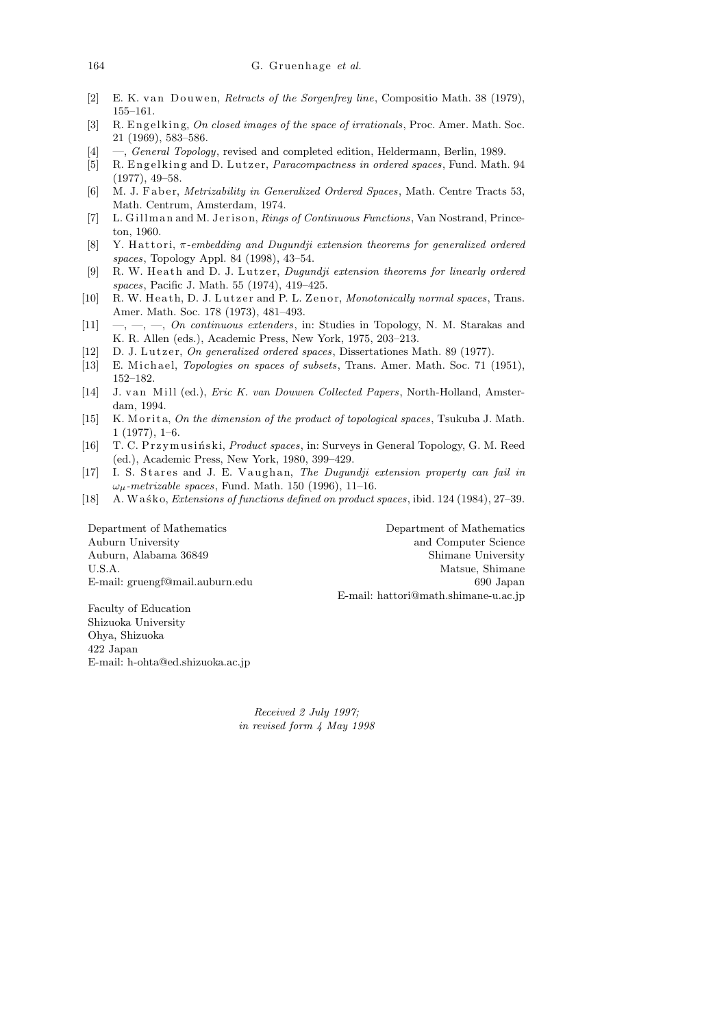[2] E. K. van Douwen, *Retracts of the Sorgenfrey line*, Compositio Math. 38 (1979), 155–161.

[3] R. Engelking, *On closed images of the space of irrationals*, Proc. Amer. Math. Soc. 21 (1969), 583–586.

[4] —, *General Topology*, revised and completed edition, Heldermann, Berlin, 1989.

[5] R. Engelking and D. Lutzer, *Paracompactness in ordered spaces*, Fund. Math. 94 (1977), 49–58.

[6] M. J. Faber, *Metrizability in Generalized Ordered Spaces*, Math. Centre Tracts 53, Math. Centrum, Amsterdam, 1974.

[7] L. Gillman and M. Jerison, *Rings of Continuous Functions*, Van Nostrand, Princeton, 1960.

[8] Y. Hattori, *$\pi$-embedding and Dugundji extension theorems for generalized ordered spaces*, Topology Appl. 84 (1998), 43–54.

[9] R. W. Heath and D. J. Lutzer, *Dugundji extension theorems for linearly ordered spaces*, Pacific J. Math. 55 (1974), 419–425.

[10] R. W. Heath, D. J. Lutzer and P. L. Zenor, *Monotonically normal spaces*, Trans. Amer. Math. Soc. 178 (1973), 481–493.

[11] —, —, —, *On continuous extenders*, in: Studies in Topology, N. M. Starakas and K. R. Allen (eds.), Academic Press, New York, 1975, 203–213.

[12] D. J. Lutzer, *On generalized ordered spaces*, Dissertationes Math. 89 (1977).

[13] E. Michael, *Topologies on spaces of subsets*, Trans. Amer. Math. Soc. 71 (1951), 152–182.

[14] J. van Mill (ed.), *Eric K. van Douwen Collected Papers*, North-Holland, Amsterdam, 1994.

[15] K. Morita, *On the dimension of the product of topological spaces*, Tsukuba J. Math. 1 (1977), 1–6.

[16] T. C. Przymusiński, *Product spaces*, in: Surveys in General Topology, G. M. Reed (ed.), Academic Press, New York, 1980, 399–429.

[17] I. S. Stares and J. E. Vaughan, *The Dugundji extension property can fail in $\omega_\mu$-metrizable spaces*, Fund. Math. 150 (1996), 11–16.

[18] A. Waśko, *Extensions of functions defined on product spaces*, ibid. 124 (1984), 27–39.

Department of Mathematics
Auburn University
Auburn, Alabama 36849
U.S.A.
E-mail: gruengf@mail.auburn.edu

Department of Mathematics
and Computer Science
Shimane University
Matsue, Shimane
690 Japan
E-mail: hattori@math.shimane-u.ac.jp

Faculty of Education
Shizuoka University
Ohya, Shizuoka
422 Japan
E-mail: h-ohta@ed.shizuoka.ac.jp

*Received 2 July 1997;*
*in revised form 4 May 1998*